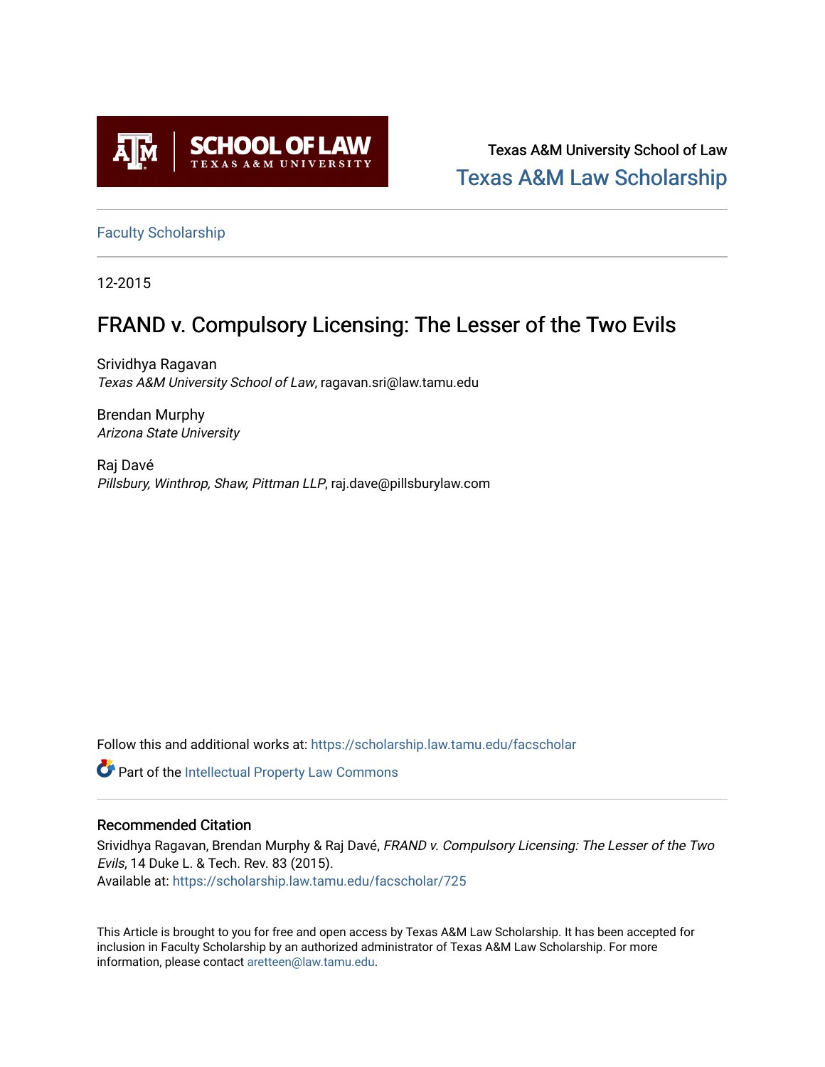Texas A&M University School of Law

Texas A&M Law Scholarship

Faculty Scholarship

12-2015

# FRAND v. Compulsory Licensing: The Lesser of the Two Evils

Srividhya Ragavan
*Texas A&M University School of Law*, ragavan.sri@law.tamu.edu

Brendan Murphy
*Arizona State University*

Raj Davé
*Pillsbury, Winthrop, Shaw, Pittman LLP*, raj.dave@pillsburylaw.com

Follow this and additional works at: https://scholarship.law.tamu.edu/facscholar

Part of the Intellectual Property Law Commons

## Recommended Citation

Srividhya Ragavan, Brendan Murphy & Raj Davé, *FRAND v. Compulsory Licensing: The Lesser of the Two Evils*, 14 Duke L. & Tech. Rev. 83 (2015).
Available at: https://scholarship.law.tamu.edu/facscholar/725

This Article is brought to you for free and open access by Texas A&M Law Scholarship. It has been accepted for inclusion in Faculty Scholarship by an authorized administrator of Texas A&M Law Scholarship. For more information, please contact aretteen@law.tamu.edu.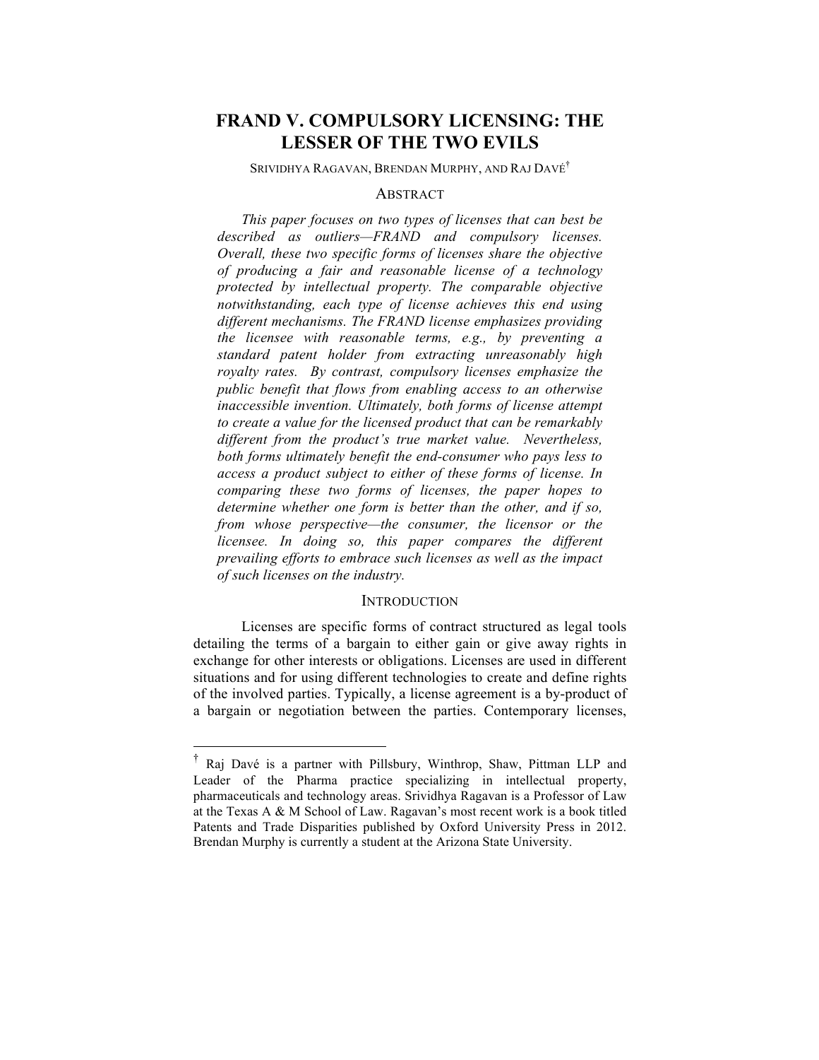# FRAND V. COMPULSORY LICENSING: THE LESSER OF THE TWO EVILS

SRIVIDHYA RAGAVAN, BRENDAN MURPHY, AND RAJ DAVÉ[†]

## ABSTRACT

*This paper focuses on two types of licenses that can best be described as outliers—FRAND and compulsory licenses. Overall, these two specific forms of licenses share the objective of producing a fair and reasonable license of a technology protected by intellectual property. The comparable objective notwithstanding, each type of license achieves this end using different mechanisms. The FRAND license emphasizes providing the licensee with reasonable terms, e.g., by preventing a standard patent holder from extracting unreasonably high royalty rates. By contrast, compulsory licenses emphasize the public benefit that flows from enabling access to an otherwise inaccessible invention. Ultimately, both forms of license attempt to create a value for the licensed product that can be remarkably different from the product's true market value. Nevertheless, both forms ultimately benefit the end-consumer who pays less to access a product subject to either of these forms of license. In comparing these two forms of licenses, the paper hopes to determine whether one form is better than the other, and if so, from whose perspective—the consumer, the licensor or the licensee. In doing so, this paper compares the different prevailing efforts to embrace such licenses as well as the impact of such licenses on the industry.*

## INTRODUCTION

Licenses are specific forms of contract structured as legal tools detailing the terms of a bargain to either gain or give away rights in exchange for other interests or obligations. Licenses are used in different situations and for using different technologies to create and define rights of the involved parties. Typically, a license agreement is a by-product of a bargain or negotiation between the parties. Contemporary licenses,

---

[†] Raj Davé is a partner with Pillsbury, Winthrop, Shaw, Pittman LLP and Leader of the Pharma practice specializing in intellectual property, pharmaceuticals and technology areas. Srividhya Ragavan is a Professor of Law at the Texas A & M School of Law. Ragavan's most recent work is a book titled Patents and Trade Disparities published by Oxford University Press in 2012. Brendan Murphy is currently a student at the Arizona State University.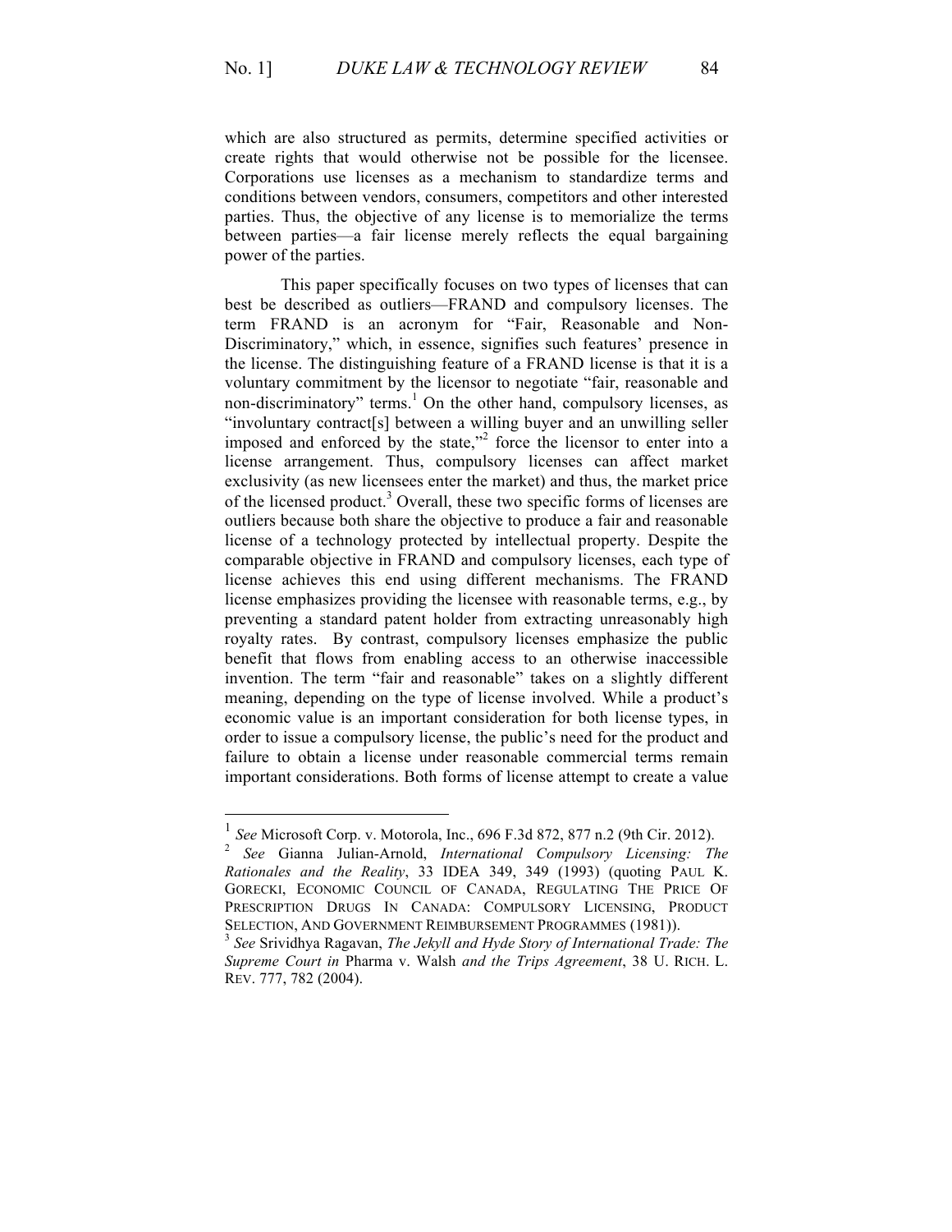which are also structured as permits, determine specified activities or create rights that would otherwise not be possible for the licensee. Corporations use licenses as a mechanism to standardize terms and conditions between vendors, consumers, competitors and other interested parties. Thus, the objective of any license is to memorialize the terms between parties—a fair license merely reflects the equal bargaining power of the parties.

This paper specifically focuses on two types of licenses that can best be described as outliers—FRAND and compulsory licenses. The term FRAND is an acronym for "Fair, Reasonable and Non-Discriminatory," which, in essence, signifies such features' presence in the license. The distinguishing feature of a FRAND license is that it is a voluntary commitment by the licensor to negotiate "fair, reasonable and non-discriminatory" terms.[1] On the other hand, compulsory licenses, as "involuntary contract[s] between a willing buyer and an unwilling seller imposed and enforced by the state,"[2] force the licensor to enter into a license arrangement. Thus, compulsory licenses can affect market exclusivity (as new licensees enter the market) and thus, the market price of the licensed product.[3] Overall, these two specific forms of licenses are outliers because both share the objective to produce a fair and reasonable license of a technology protected by intellectual property. Despite the comparable objective in FRAND and compulsory licenses, each type of license achieves this end using different mechanisms. The FRAND license emphasizes providing the licensee with reasonable terms, e.g., by preventing a standard patent holder from extracting unreasonably high royalty rates. By contrast, compulsory licenses emphasize the public benefit that flows from enabling access to an otherwise inaccessible invention. The term "fair and reasonable" takes on a slightly different meaning, depending on the type of license involved. While a product's economic value is an important consideration for both license types, in order to issue a compulsory license, the public's need for the product and failure to obtain a license under reasonable commercial terms remain important considerations. Both forms of license attempt to create a value

---

[1] *See* Microsoft Corp. v. Motorola, Inc., 696 F.3d 872, 877 n.2 (9th Cir. 2012).

[2] *See* Gianna Julian-Arnold, *International Compulsory Licensing: The Rationales and the Reality*, 33 IDEA 349, 349 (1993) (quoting PAUL K. GORECKI, ECONOMIC COUNCIL OF CANADA, REGULATING THE PRICE OF PRESCRIPTION DRUGS IN CANADA: COMPULSORY LICENSING, PRODUCT SELECTION, AND GOVERNMENT REIMBURSEMENT PROGRAMMES (1981)).

[3] *See* Srividhya Ragavan, *The Jekyll and Hyde Story of International Trade: The Supreme Court in* Pharma v. Walsh *and the Trips Agreement*, 38 U. RICH. L. REV. 777, 782 (2004).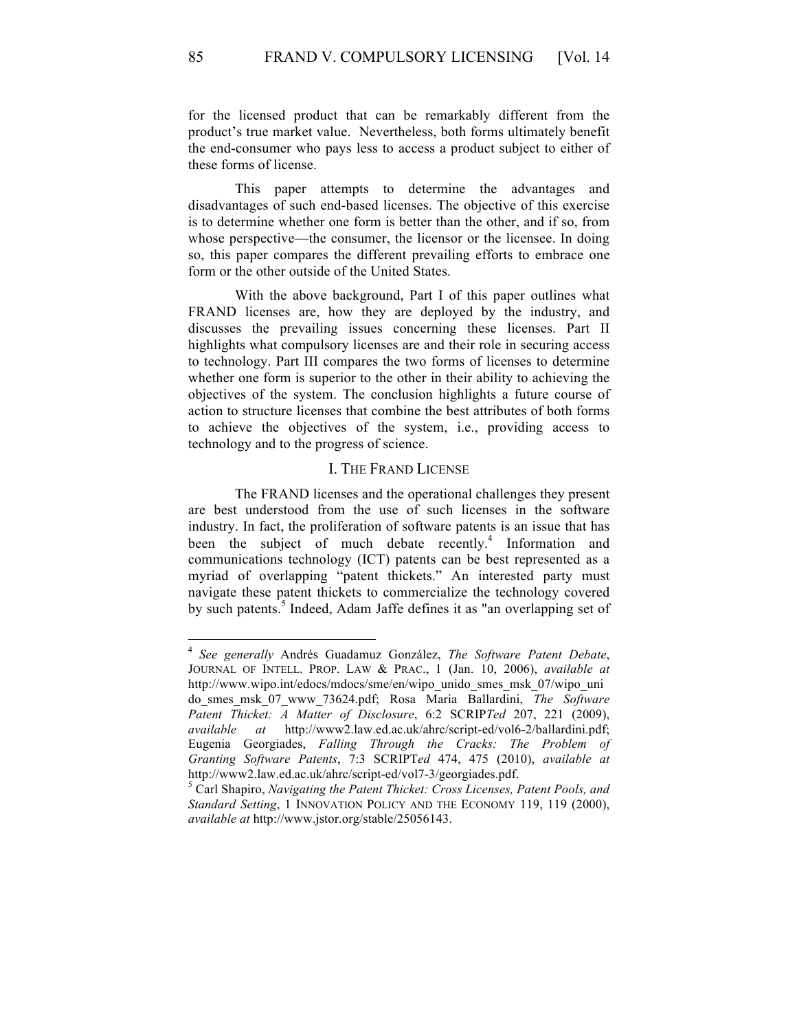for the licensed product that can be remarkably different from the product's true market value. Nevertheless, both forms ultimately benefit the end-consumer who pays less to access a product subject to either of these forms of license.

This paper attempts to determine the advantages and disadvantages of such end-based licenses. The objective of this exercise is to determine whether one form is better than the other, and if so, from whose perspective—the consumer, the licensor or the licensee. In doing so, this paper compares the different prevailing efforts to embrace one form or the other outside of the United States.

With the above background, Part I of this paper outlines what FRAND licenses are, how they are deployed by the industry, and discusses the prevailing issues concerning these licenses. Part II highlights what compulsory licenses are and their role in securing access to technology. Part III compares the two forms of licenses to determine whether one form is superior to the other in their ability to achieving the objectives of the system. The conclusion highlights a future course of action to structure licenses that combine the best attributes of both forms to achieve the objectives of the system, i.e., providing access to technology and to the progress of science.

## I. The FRAND License

The FRAND licenses and the operational challenges they present are best understood from the use of such licenses in the software industry. In fact, the proliferation of software patents is an issue that has been the subject of much debate recently.[4] Information and communications technology (ICT) patents can be best represented as a myriad of overlapping "patent thickets." An interested party must navigate these patent thickets to commercialize the technology covered by such patents.[5] Indeed, Adam Jaffe defines it as "an overlapping set of

---

[4] *See generally* Andrés Guadamuz González, *The Software Patent Debate*, Journal of Intell. Prop. Law & Prac., 1 (Jan. 10, 2006), *available at* http://www.wipo.int/edocs/mdocs/sme/en/wipo_unido_smes_msk_07/wipo_unido_smes_msk_07_www_73624.pdf; Rosa Maria Ballardini, *The Software Patent Thicket: A Matter of Disclosure*, 6:2 SCRIP*Ted* 207, 221 (2009), *available at* http://www2.law.ed.ac.uk/ahrc/script-ed/vol6-2/ballardini.pdf; Eugenia Georgiades, *Falling Through the Cracks: The Problem of Granting Software Patents*, 7:3 SCRIPT*ed* 474, 475 (2010), *available at* http://www2.law.ed.ac.uk/ahrc/script-ed/vol7-3/georgiades.pdf.

[5] Carl Shapiro, *Navigating the Patent Thicket: Cross Licenses, Patent Pools, and Standard Setting*, 1 Innovation Policy and the Economy 119, 119 (2000), *available at* http://www.jstor.org/stable/25056143.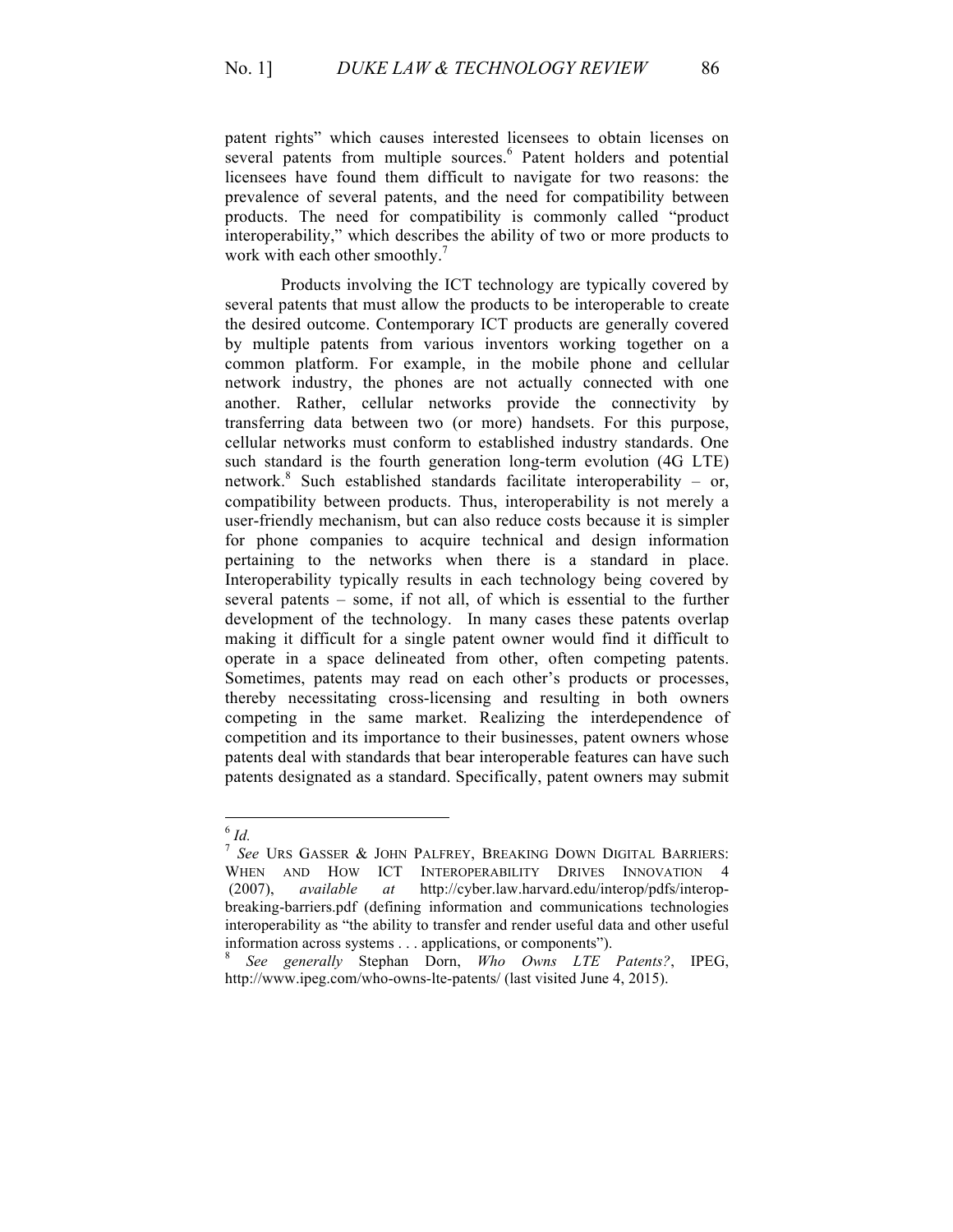patent rights" which causes interested licensees to obtain licenses on several patents from multiple sources.[6] Patent holders and potential licensees have found them difficult to navigate for two reasons: the prevalence of several patents, and the need for compatibility between products. The need for compatibility is commonly called "product interoperability," which describes the ability of two or more products to work with each other smoothly.[7]

Products involving the ICT technology are typically covered by several patents that must allow the products to be interoperable to create the desired outcome. Contemporary ICT products are generally covered by multiple patents from various inventors working together on a common platform. For example, in the mobile phone and cellular network industry, the phones are not actually connected with one another. Rather, cellular networks provide the connectivity by transferring data between two (or more) handsets. For this purpose, cellular networks must conform to established industry standards. One such standard is the fourth generation long-term evolution (4G LTE) network.[8] Such established standards facilitate interoperability – or, compatibility between products. Thus, interoperability is not merely a user-friendly mechanism, but can also reduce costs because it is simpler for phone companies to acquire technical and design information pertaining to the networks when there is a standard in place. Interoperability typically results in each technology being covered by several patents – some, if not all, of which is essential to the further development of the technology. In many cases these patents overlap making it difficult for a single patent owner would find it difficult to operate in a space delineated from other, often competing patents. Sometimes, patents may read on each other's products or processes, thereby necessitating cross-licensing and resulting in both owners competing in the same market. Realizing the interdependence of competition and its importance to their businesses, patent owners whose patents deal with standards that bear interoperable features can have such patents designated as a standard. Specifically, patent owners may submit

---

[6] *Id.*

[7] *See* URS GASSER & JOHN PALFREY, BREAKING DOWN DIGITAL BARRIERS: WHEN AND HOW ICT INTEROPERABILITY DRIVES INNOVATION 4 (2007), *available at* http://cyber.law.harvard.edu/interop/pdfs/interop-breaking-barriers.pdf (defining information and communications technologies interoperability as "the ability to transfer and render useful data and other useful information across systems . . . applications, or components").

[8] *See generally* Stephan Dorn, *Who Owns LTE Patents?*, IPEG, http://www.ipeg.com/who-owns-lte-patents/ (last visited June 4, 2015).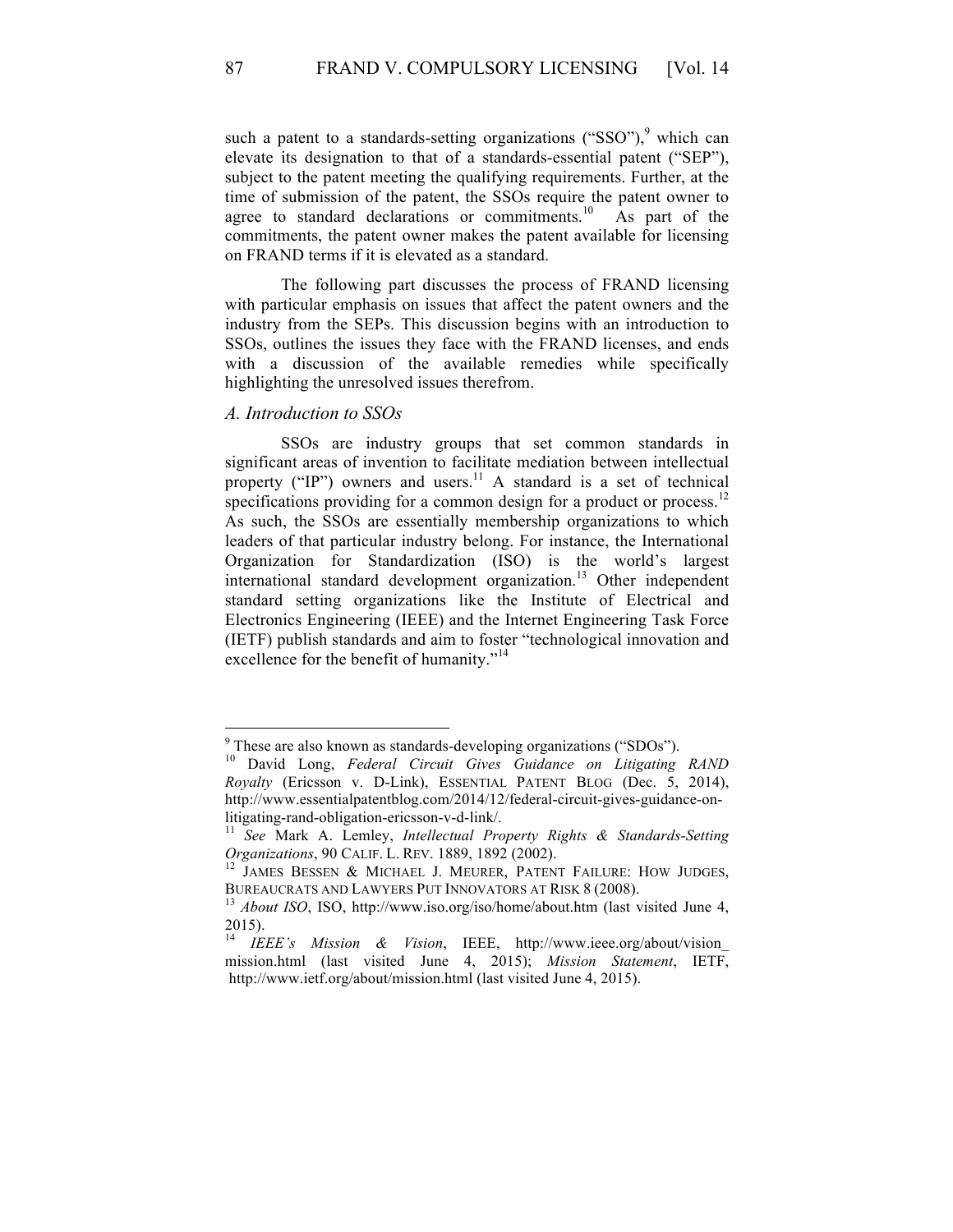such a patent to a standards-setting organizations ("SSO"),[9] which can elevate its designation to that of a standards-essential patent ("SEP"), subject to the patent meeting the qualifying requirements. Further, at the time of submission of the patent, the SSOs require the patent owner to agree to standard declarations or commitments.[10] As part of the commitments, the patent owner makes the patent available for licensing on FRAND terms if it is elevated as a standard.

The following part discusses the process of FRAND licensing with particular emphasis on issues that affect the patent owners and the industry from the SEPs. This discussion begins with an introduction to SSOs, outlines the issues they face with the FRAND licenses, and ends with a discussion of the available remedies while specifically highlighting the unresolved issues therefrom.

### *A. Introduction to SSOs*

SSOs are industry groups that set common standards in significant areas of invention to facilitate mediation between intellectual property ("IP") owners and users.[11] A standard is a set of technical specifications providing for a common design for a product or process.[12] As such, the SSOs are essentially membership organizations to which leaders of that particular industry belong. For instance, the International Organization for Standardization (ISO) is the world's largest international standard development organization.[13] Other independent standard setting organizations like the Institute of Electrical and Electronics Engineering (IEEE) and the Internet Engineering Task Force (IETF) publish standards and aim to foster "technological innovation and excellence for the benefit of humanity."[14]

---

[9] These are also known as standards-developing organizations ("SDOs").

[10] David Long, *Federal Circuit Gives Guidance on Litigating RAND Royalty* (Ericsson v. D-Link), ESSENTIAL PATENT BLOG (Dec. 5, 2014), http://www.essentialpatentblog.com/2014/12/federal-circuit-gives-guidance-on-litigating-rand-obligation-ericsson-v-d-link/.

[11] *See* Mark A. Lemley, *Intellectual Property Rights & Standards-Setting Organizations*, 90 CALIF. L. REV. 1889, 1892 (2002).

[12] JAMES BESSEN & MICHAEL J. MEURER, PATENT FAILURE: HOW JUDGES, BUREAUCRATS AND LAWYERS PUT INNOVATORS AT RISK 8 (2008).

[13] *About ISO*, ISO, http://www.iso.org/iso/home/about.htm (last visited June 4, 2015).

[14] *IEEE's Mission & Vision*, IEEE, http://www.ieee.org/about/vision_mission.html (last visited June 4, 2015); *Mission Statement*, IETF, http://www.ietf.org/about/mission.html (last visited June 4, 2015).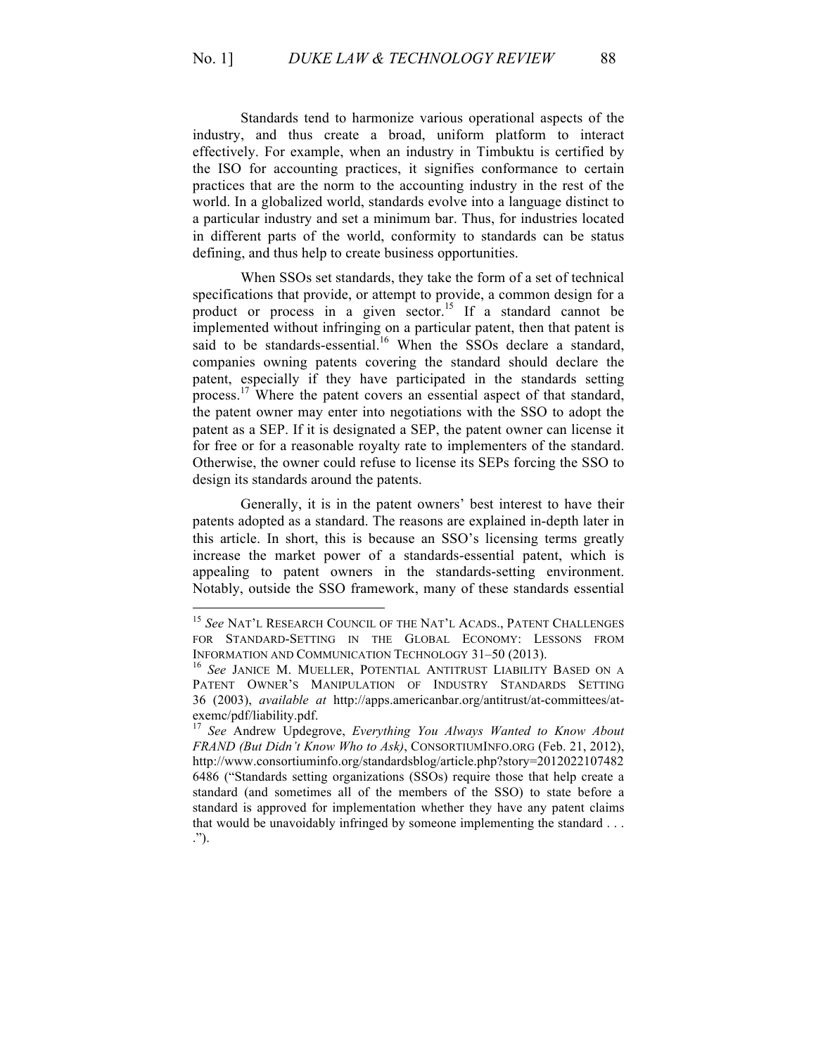Standards tend to harmonize various operational aspects of the industry, and thus create a broad, uniform platform to interact effectively. For example, when an industry in Timbuktu is certified by the ISO for accounting practices, it signifies conformance to certain practices that are the norm to the accounting industry in the rest of the world. In a globalized world, standards evolve into a language distinct to a particular industry and set a minimum bar. Thus, for industries located in different parts of the world, conformity to standards can be status defining, and thus help to create business opportunities.

When SSOs set standards, they take the form of a set of technical specifications that provide, or attempt to provide, a common design for a product or process in a given sector.[15] If a standard cannot be implemented without infringing on a particular patent, then that patent is said to be standards-essential.[16] When the SSOs declare a standard, companies owning patents covering the standard should declare the patent, especially if they have participated in the standards setting process.[17] Where the patent covers an essential aspect of that standard, the patent owner may enter into negotiations with the SSO to adopt the patent as a SEP. If it is designated a SEP, the patent owner can license it for free or for a reasonable royalty rate to implementers of the standard. Otherwise, the owner could refuse to license its SEPs forcing the SSO to design its standards around the patents.

Generally, it is in the patent owners' best interest to have their patents adopted as a standard. The reasons are explained in-depth later in this article. In short, this is because an SSO's licensing terms greatly increase the market power of a standards-essential patent, which is appealing to patent owners in the standards-setting environment. Notably, outside the SSO framework, many of these standards essential

---

[15] *See* NAT'L RESEARCH COUNCIL OF THE NAT'L ACADS., PATENT CHALLENGES FOR STANDARD-SETTING IN THE GLOBAL ECONOMY: LESSONS FROM INFORMATION AND COMMUNICATION TECHNOLOGY 31–50 (2013).

[16] *See* JANICE M. MUELLER, POTENTIAL ANTITRUST LIABILITY BASED ON A PATENT OWNER'S MANIPULATION OF INDUSTRY STANDARDS SETTING 36 (2003), *available at* http://apps.americanbar.org/antitrust/at-committees/at-exemc/pdf/liability.pdf.

[17] *See* Andrew Updegrove, *Everything You Always Wanted to Know About FRAND (But Didn't Know Who to Ask)*, CONSORTIUMINFO.ORG (Feb. 21, 2012), http://www.consortiuminfo.org/standardsblog/article.php?story=2012022107482 6486 ("Standards setting organizations (SSOs) require those that help create a standard (and sometimes all of the members of the SSO) to state before a standard is approved for implementation whether they have any patent claims that would be unavoidably infringed by someone implementing the standard . . . .").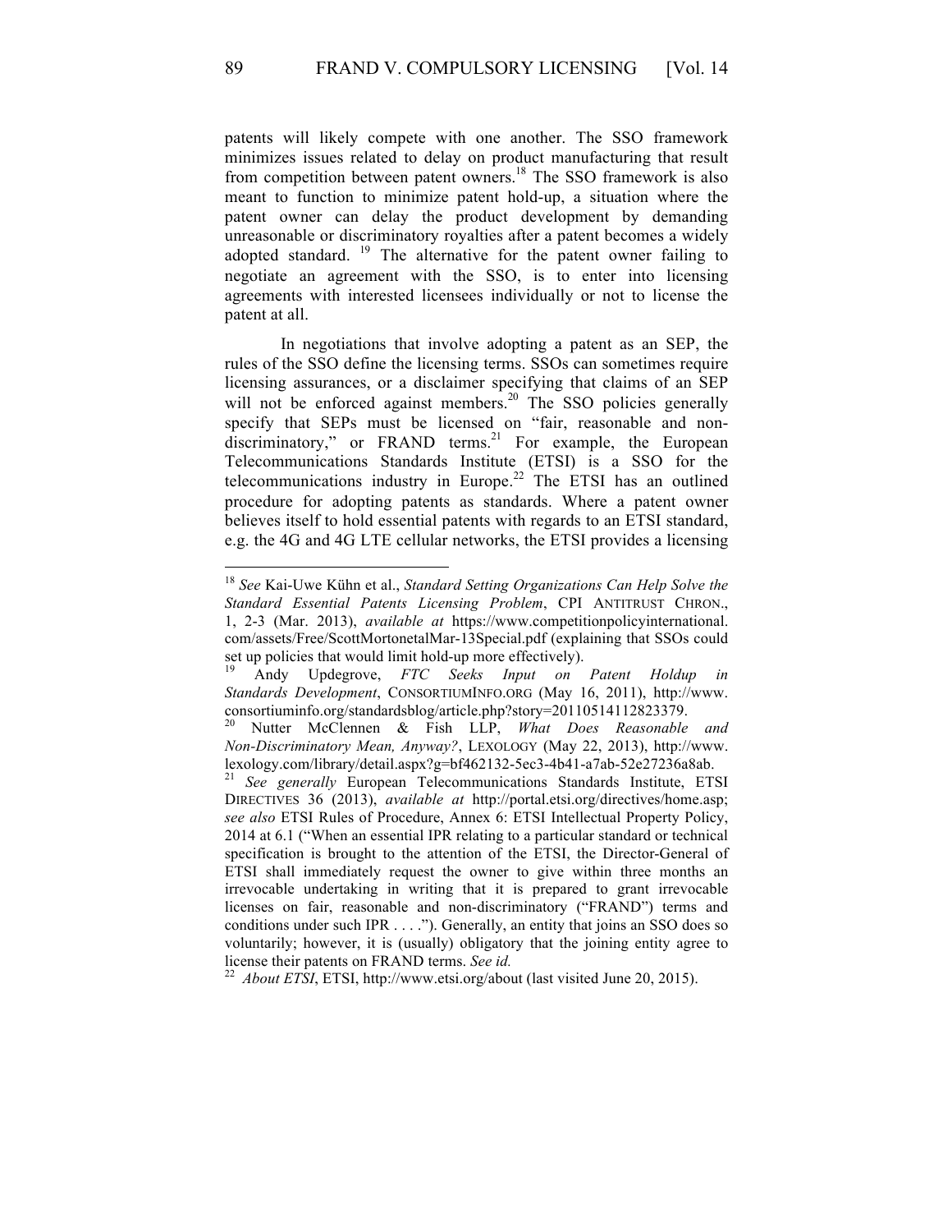patents will likely compete with one another. The SSO framework minimizes issues related to delay on product manufacturing that result from competition between patent owners.[18] The SSO framework is also meant to function to minimize patent hold-up, a situation where the patent owner can delay the product development by demanding unreasonable or discriminatory royalties after a patent becomes a widely adopted standard. [19] The alternative for the patent owner failing to negotiate an agreement with the SSO, is to enter into licensing agreements with interested licensees individually or not to license the patent at all.

In negotiations that involve adopting a patent as an SEP, the rules of the SSO define the licensing terms. SSOs can sometimes require licensing assurances, or a disclaimer specifying that claims of an SEP will not be enforced against members.[20] The SSO policies generally specify that SEPs must be licensed on "fair, reasonable and non-discriminatory," or FRAND terms.[21] For example, the European Telecommunications Standards Institute (ETSI) is a SSO for the telecommunications industry in Europe.[22] The ETSI has an outlined procedure for adopting patents as standards. Where a patent owner believes itself to hold essential patents with regards to an ETSI standard, e.g. the 4G and 4G LTE cellular networks, the ETSI provides a licensing

---

[18] *See* Kai-Uwe Kühn et al., *Standard Setting Organizations Can Help Solve the Standard Essential Patents Licensing Problem*, CPI ANTITRUST CHRON., 1, 2-3 (Mar. 2013), *available at* https://www.competitionpolicyinternational.com/assets/Free/ScottMortonetalMar-13Special.pdf (explaining that SSOs could set up policies that would limit hold-up more effectively).

[19] Andy Updegrove, *FTC Seeks Input on Patent Holdup in Standards Development*, CONSORTIUMINFO.ORG (May 16, 2011), http://www.consortiuminfo.org/standardsblog/article.php?story=20110514112823379.

[20] Nutter McClennen & Fish LLP, *What Does Reasonable and Non-Discriminatory Mean, Anyway?*, LEXOLOGY (May 22, 2013), http://www.lexology.com/library/detail.aspx?g=bf462132-5ec3-4b41-a7ab-52e27236a8ab.

[21] *See generally* European Telecommunications Standards Institute, ETSI DIRECTIVES 36 (2013), *available at* http://portal.etsi.org/directives/home.asp; *see also* ETSI Rules of Procedure, Annex 6: ETSI Intellectual Property Policy, 2014 at 6.1 ("When an essential IPR relating to a particular standard or technical specification is brought to the attention of the ETSI, the Director-General of ETSI shall immediately request the owner to give within three months an irrevocable undertaking in writing that it is prepared to grant irrevocable licenses on fair, reasonable and non-discriminatory ("FRAND") terms and conditions under such IPR . . . ."). Generally, an entity that joins an SSO does so voluntarily; however, it is (usually) obligatory that the joining entity agree to license their patents on FRAND terms. *See id.*

[22] *About ETSI*, ETSI, http://www.etsi.org/about (last visited June 20, 2015).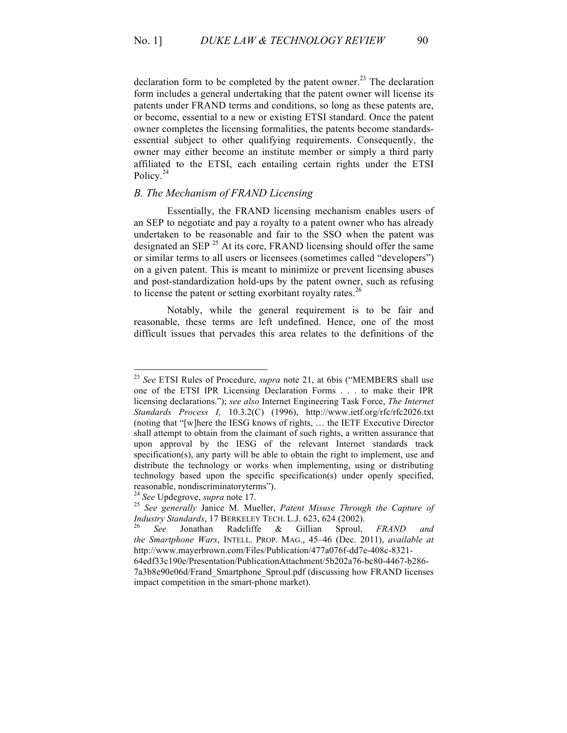declaration form to be completed by the patent owner.[23] The declaration form includes a general undertaking that the patent owner will license its patents under FRAND terms and conditions, so long as these patents are, or become, essential to a new or existing ETSI standard. Once the patent owner completes the licensing formalities, the patents become standards-essential subject to other qualifying requirements. Consequently, the owner may either become an institute member or simply a third party affiliated to the ETSI, each entailing certain rights under the ETSI Policy.[24]

### *B. The Mechanism of FRAND Licensing*

Essentially, the FRAND licensing mechanism enables users of an SEP to negotiate and pay a royalty to a patent owner who has already undertaken to be reasonable and fair to the SSO when the patent was designated an SEP [25] At its core, FRAND licensing should offer the same or similar terms to all users or licensees (sometimes called "developers") on a given patent. This is meant to minimize or prevent licensing abuses and post-standardization hold-ups by the patent owner, such as refusing to license the patent or setting exorbitant royalty rates.[26]

Notably, while the general requirement is to be fair and reasonable, these terms are left undefined. Hence, one of the most difficult issues that pervades this area relates to the definitions of the

---

[23] *See* ETSI Rules of Procedure, *supra* note 21, at 6bis ("MEMBERS shall use one of the ETSI IPR Licensing Declaration Forms . . . to make their IPR licensing declarations."); *see also* Internet Engineering Task Force, *The Internet Standards Process I,* 10.3.2(C) (1996), http://www.ietf.org/rfc/rfc2026.txt (noting that "[w]here the IESG knows of rights, … the IETF Executive Director shall attempt to obtain from the claimant of such rights, a written assurance that upon approval by the IESG of the relevant Internet standards track specification(s), any party will be able to obtain the right to implement, use and distribute the technology or works when implementing, using or distributing technology based upon the specific specification(s) under openly specified, reasonable, nondiscriminatoryterms").

[24] *See* Updegrove, *supra* note 17.

[25] *See generally* Janice M. Mueller, *Patent Misuse Through the Capture of Industry Standards*, 17 BERKELEY TECH. L.J. 623, 624 (2002).

[26] *See* Jonathan Radcliffe & Gillian Sproul, *FRAND and the Smartphone Wars*, INTELL. PROP. MAG., 45–46 (Dec. 2011), *available at* http://www.mayerbrown.com/Files/Publication/477a076f-dd7e-408c-8321-64edf33c190e/Presentation/PublicationAttachment/5b202a76-bc80-4467-b286-7a3b8e90e06d/Frand_Smartphone_Sproul.pdf (discussing how FRAND licenses impact competition in the smart-phone market).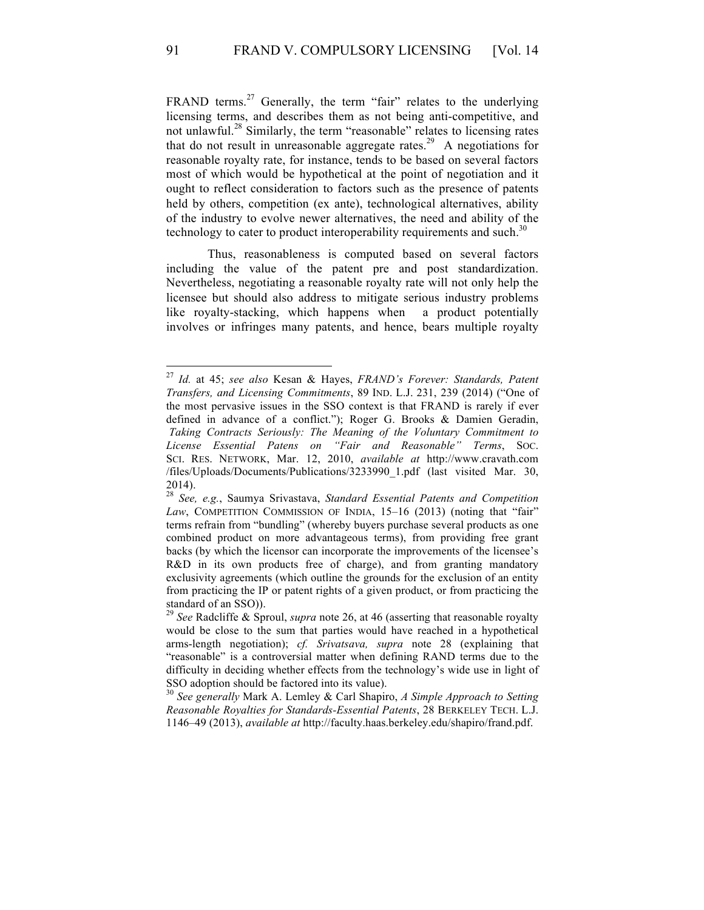FRAND terms.[27] Generally, the term "fair" relates to the underlying licensing terms, and describes them as not being anti-competitive, and not unlawful.[28] Similarly, the term "reasonable" relates to licensing rates that do not result in unreasonable aggregate rates.[29] A negotiations for reasonable royalty rate, for instance, tends to be based on several factors most of which would be hypothetical at the point of negotiation and it ought to reflect consideration to factors such as the presence of patents held by others, competition (ex ante), technological alternatives, ability of the industry to evolve newer alternatives, the need and ability of the technology to cater to product interoperability requirements and such.[30]

Thus, reasonableness is computed based on several factors including the value of the patent pre and post standardization. Nevertheless, negotiating a reasonable royalty rate will not only help the licensee but should also address to mitigate serious industry problems like royalty-stacking, which happens when a product potentially involves or infringes many patents, and hence, bears multiple royalty

---

[27] *Id.* at 45; *see also* Kesan & Hayes, *FRAND's Forever: Standards, Patent Transfers, and Licensing Commitments*, 89 IND. L.J. 231, 239 (2014) ("One of the most pervasive issues in the SSO context is that FRAND is rarely if ever defined in advance of a conflict."); Roger G. Brooks & Damien Geradin, *Taking Contracts Seriously: The Meaning of the Voluntary Commitment to License Essential Patens on "Fair and Reasonable" Terms*, SOC. SCI. RES. NETWORK, Mar. 12, 2010, *available at* http://www.cravath.com /files/Uploads/Documents/Publications/3233990_1.pdf (last visited Mar. 30, 2014).

[28] *See, e.g.*, Saumya Srivastava, *Standard Essential Patents and Competition Law*, COMPETITION COMMISSION OF INDIA, 15–16 (2013) (noting that "fair" terms refrain from "bundling" (whereby buyers purchase several products as one combined product on more advantageous terms), from providing free grant backs (by which the licensor can incorporate the improvements of the licensee's R&D in its own products free of charge), and from granting mandatory exclusivity agreements (which outline the grounds for the exclusion of an entity from practicing the IP or patent rights of a given product, or from practicing the standard of an SSO)).

[29] *See* Radcliffe & Sproul, *supra* note 26, at 46 (asserting that reasonable royalty would be close to the sum that parties would have reached in a hypothetical arms-length negotiation); *cf. Srivatsava, supra* note 28 (explaining that "reasonable" is a controversial matter when defining RAND terms due to the difficulty in deciding whether effects from the technology's wide use in light of SSO adoption should be factored into its value).

[30] *See generally* Mark A. Lemley & Carl Shapiro, *A Simple Approach to Setting Reasonable Royalties for Standards-Essential Patents*, 28 BERKELEY TECH. L.J. 1146–49 (2013), *available at* http://faculty.haas.berkeley.edu/shapiro/frand.pdf.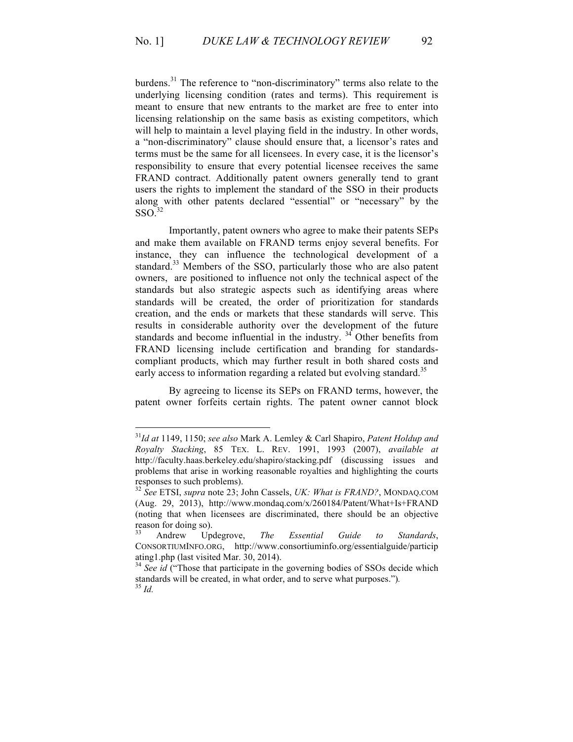burdens.[31] The reference to "non-discriminatory" terms also relate to the underlying licensing condition (rates and terms). This requirement is meant to ensure that new entrants to the market are free to enter into licensing relationship on the same basis as existing competitors, which will help to maintain a level playing field in the industry. In other words, a "non-discriminatory" clause should ensure that, a licensor's rates and terms must be the same for all licensees. In every case, it is the licensor's responsibility to ensure that every potential licensee receives the same FRAND contract. Additionally patent owners generally tend to grant users the rights to implement the standard of the SSO in their products along with other patents declared "essential" or "necessary" by the SSO.[32]

Importantly, patent owners who agree to make their patents SEPs and make them available on FRAND terms enjoy several benefits. For instance, they can influence the technological development of a standard.[33] Members of the SSO, particularly those who are also patent owners, are positioned to influence not only the technical aspect of the standards but also strategic aspects such as identifying areas where standards will be created, the order of prioritization for standards creation, and the ends or markets that these standards will serve. This results in considerable authority over the development of the future standards and become influential in the industry. [34] Other benefits from FRAND licensing include certification and branding for standards-compliant products, which may further result in both shared costs and early access to information regarding a related but evolving standard.[35]

By agreeing to license its SEPs on FRAND terms, however, the patent owner forfeits certain rights. The patent owner cannot block

---

[31] *Id at* 1149, 1150; *see also* Mark A. Lemley & Carl Shapiro, *Patent Holdup and Royalty Stacking*, 85 TEX. L. REV. 1991, 1993 (2007), *available at* http://faculty.haas.berkeley.edu/shapiro/stacking.pdf (discussing issues and problems that arise in working reasonable royalties and highlighting the courts responses to such problems).

[32] *See* ETSI, *supra* note 23; John Cassels, *UK: What is FRAND?*, MONDAQ.COM (Aug. 29, 2013), http://www.mondaq.com/x/260184/Patent/What+Is+FRAND (noting that when licensees are discriminated, there should be an objective reason for doing so).

[33] Andrew Updegrove, *The Essential Guide to Standards*, CONSORTIUMINFO.ORG, http://www.consortiuminfo.org/essentialguide/participating1.php (last visited Mar. 30, 2014).

[34] *See id* ("Those that participate in the governing bodies of SSOs decide which standards will be created, in what order, and to serve what purposes.").

[35] *Id.*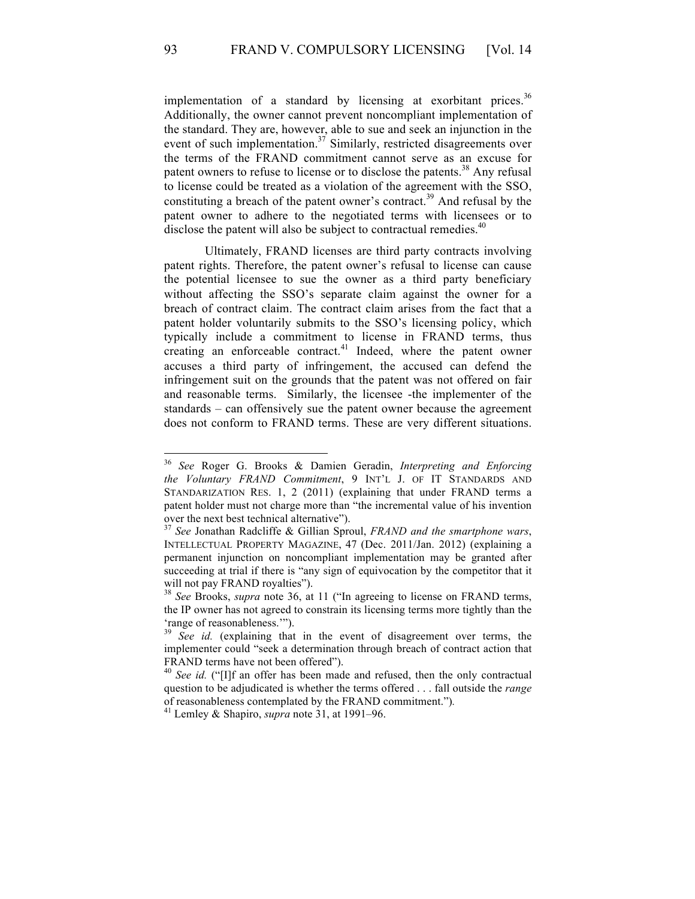implementation of a standard by licensing at exorbitant prices.[36] Additionally, the owner cannot prevent noncompliant implementation of the standard. They are, however, able to sue and seek an injunction in the event of such implementation.[37] Similarly, restricted disagreements over the terms of the FRAND commitment cannot serve as an excuse for patent owners to refuse to license or to disclose the patents.[38] Any refusal to license could be treated as a violation of the agreement with the SSO, constituting a breach of the patent owner's contract.[39] And refusal by the patent owner to adhere to the negotiated terms with licensees or to disclose the patent will also be subject to contractual remedies.[40]

Ultimately, FRAND licenses are third party contracts involving patent rights. Therefore, the patent owner's refusal to license can cause the potential licensee to sue the owner as a third party beneficiary without affecting the SSO's separate claim against the owner for a breach of contract claim. The contract claim arises from the fact that a patent holder voluntarily submits to the SSO's licensing policy, which typically include a commitment to license in FRAND terms, thus creating an enforceable contract.[41] Indeed, where the patent owner accuses a third party of infringement, the accused can defend the infringement suit on the grounds that the patent was not offered on fair and reasonable terms. Similarly, the licensee -the implementer of the standards – can offensively sue the patent owner because the agreement does not conform to FRAND terms. These are very different situations.

---

[36] *See* Roger G. Brooks & Damien Geradin, *Interpreting and Enforcing the Voluntary FRAND Commitment*, 9 INT'L J. OF IT STANDARDS AND STANDARIZATION RES. 1, 2 (2011) (explaining that under FRAND terms a patent holder must not charge more than "the incremental value of his invention over the next best technical alternative").

[37] *See* Jonathan Radcliffe & Gillian Sproul, *FRAND and the smartphone wars*, INTELLECTUAL PROPERTY MAGAZINE, 47 (Dec. 2011/Jan. 2012) (explaining a permanent injunction on noncompliant implementation may be granted after succeeding at trial if there is "any sign of equivocation by the competitor that it will not pay FRAND royalties").

[38] *See* Brooks, *supra* note 36, at 11 ("In agreeing to license on FRAND terms, the IP owner has not agreed to constrain its licensing terms more tightly than the 'range of reasonableness.'").

[39] *See id.* (explaining that in the event of disagreement over terms, the implementer could "seek a determination through breach of contract action that FRAND terms have not been offered").

[40] *See id.* ("[I]f an offer has been made and refused, then the only contractual question to be adjudicated is whether the terms offered . . . fall outside the *range* of reasonableness contemplated by the FRAND commitment.").

[41] Lemley & Shapiro, *supra* note 31, at 1991–96.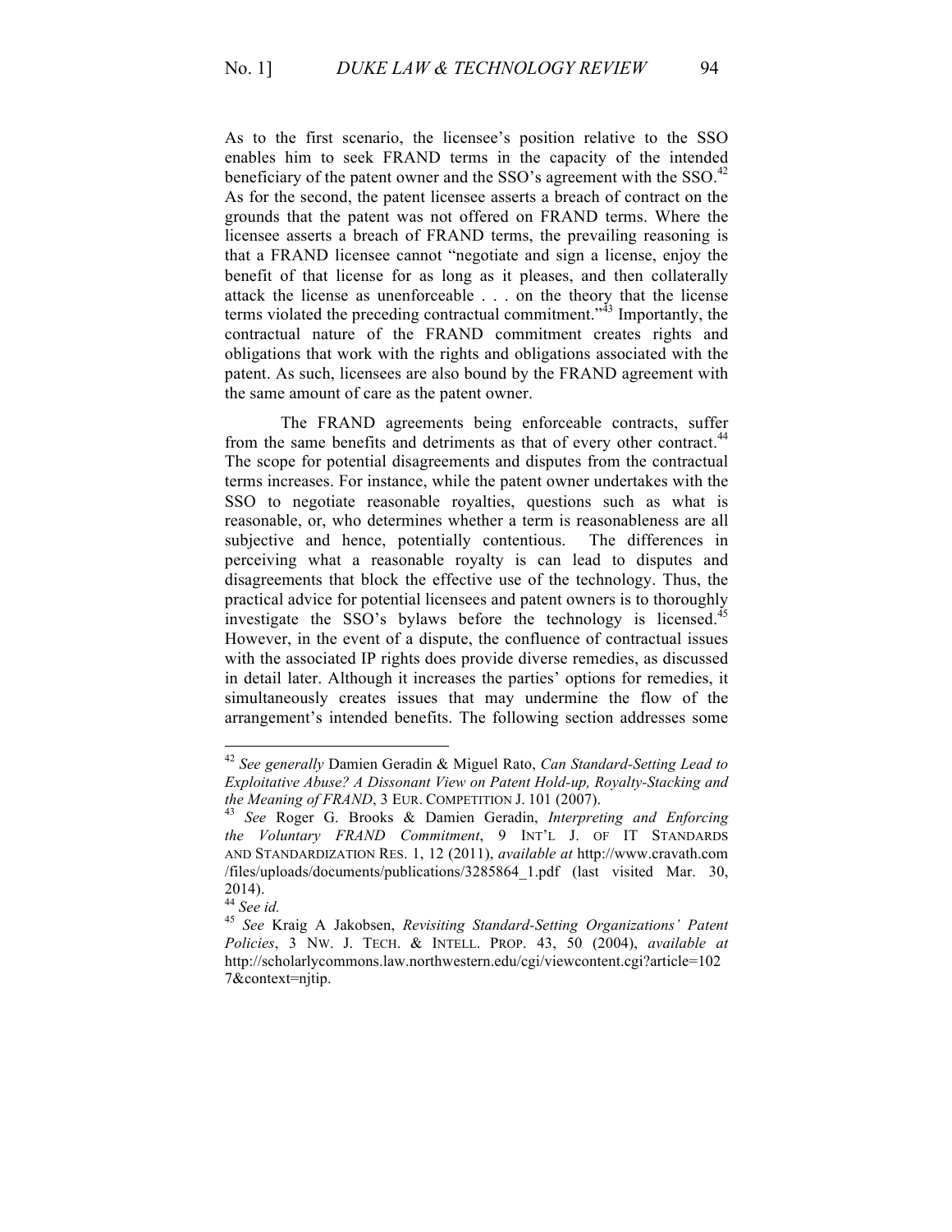As to the first scenario, the licensee's position relative to the SSO enables him to seek FRAND terms in the capacity of the intended beneficiary of the patent owner and the SSO's agreement with the SSO.[42] As for the second, the patent licensee asserts a breach of contract on the grounds that the patent was not offered on FRAND terms. Where the licensee asserts a breach of FRAND terms, the prevailing reasoning is that a FRAND licensee cannot "negotiate and sign a license, enjoy the benefit of that license for as long as it pleases, and then collaterally attack the license as unenforceable . . . on the theory that the license terms violated the preceding contractual commitment."[43] Importantly, the contractual nature of the FRAND commitment creates rights and obligations that work with the rights and obligations associated with the patent. As such, licensees are also bound by the FRAND agreement with the same amount of care as the patent owner.

The FRAND agreements being enforceable contracts, suffer from the same benefits and detriments as that of every other contract.[44] The scope for potential disagreements and disputes from the contractual terms increases. For instance, while the patent owner undertakes with the SSO to negotiate reasonable royalties, questions such as what is reasonable, or, who determines whether a term is reasonableness are all subjective and hence, potentially contentious. The differences in perceiving what a reasonable royalty is can lead to disputes and disagreements that block the effective use of the technology. Thus, the practical advice for potential licensees and patent owners is to thoroughly investigate the SSO's bylaws before the technology is licensed.[45] However, in the event of a dispute, the confluence of contractual issues with the associated IP rights does provide diverse remedies, as discussed in detail later. Although it increases the parties' options for remedies, it simultaneously creates issues that may undermine the flow of the arrangement's intended benefits. The following section addresses some

---

[42] *See generally* Damien Geradin & Miguel Rato, *Can Standard-Setting Lead to Exploitative Abuse? A Dissonant View on Patent Hold-up, Royalty-Stacking and the Meaning of FRAND*, 3 EUR. COMPETITION J. 101 (2007).

[43] *See* Roger G. Brooks & Damien Geradin, *Interpreting and Enforcing the Voluntary FRAND Commitment*, 9 INT'L J. OF IT STANDARDS AND STANDARDIZATION RES. 1, 12 (2011), *available at* http://www.cravath.com/files/uploads/documents/publications/3285864_1.pdf (last visited Mar. 30, 2014).

[44] *See id.*

[45] *See* Kraig A Jakobsen, *Revisiting Standard-Setting Organizations' Patent Policies*, 3 NW. J. TECH. & INTELL. PROP. 43, 50 (2004), *available at* http://scholarlycommons.law.northwestern.edu/cgi/viewcontent.cgi?article=1027&context=njtip.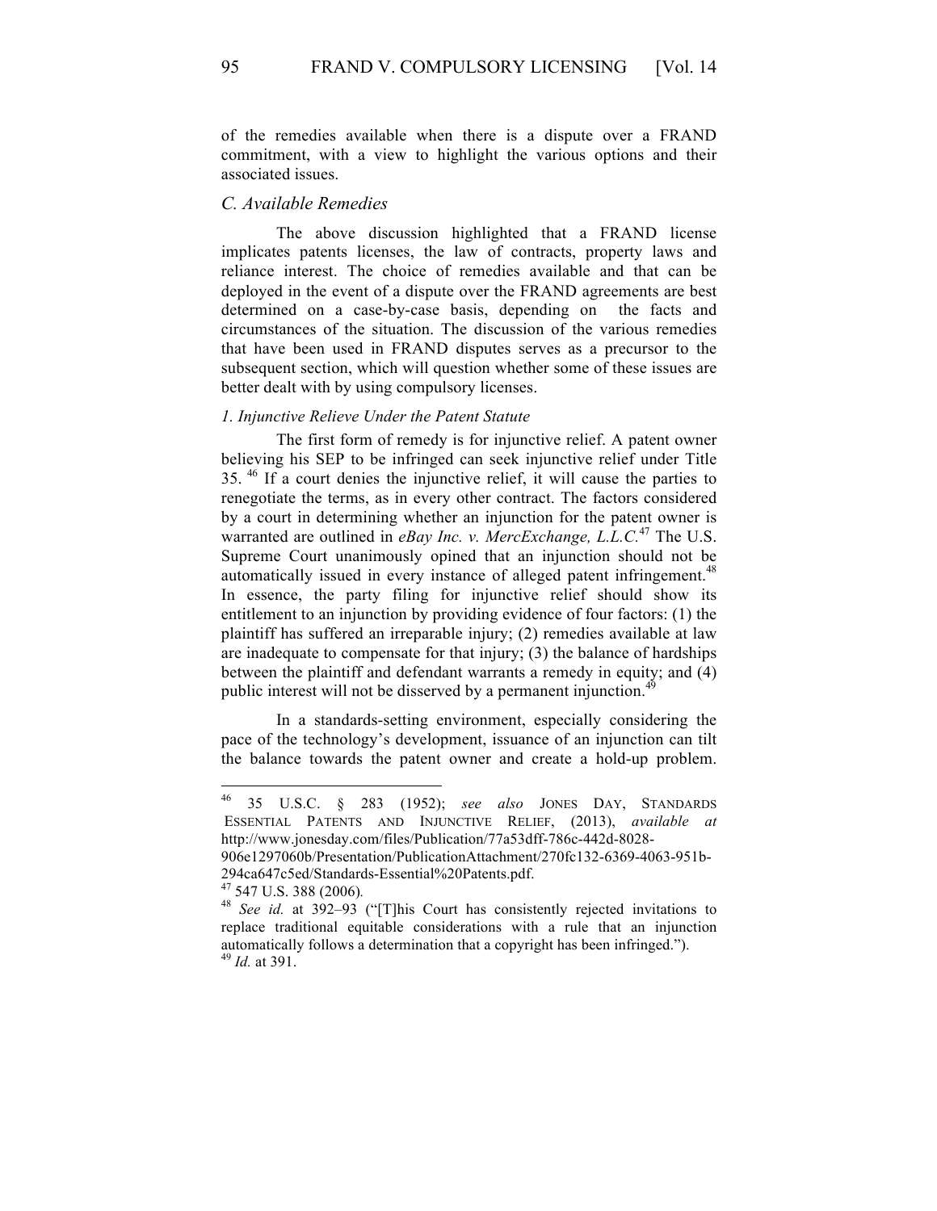of the remedies available when there is a dispute over a FRAND commitment, with a view to highlight the various options and their associated issues.

### *C. Available Remedies*

The above discussion highlighted that a FRAND license implicates patents licenses, the law of contracts, property laws and reliance interest. The choice of remedies available and that can be deployed in the event of a dispute over the FRAND agreements are best determined on a case-by-case basis, depending on the facts and circumstances of the situation. The discussion of the various remedies that have been used in FRAND disputes serves as a precursor to the subsequent section, which will question whether some of these issues are better dealt with by using compulsory licenses.

#### *1. Injunctive Relieve Under the Patent Statute*

The first form of remedy is for injunctive relief. A patent owner believing his SEP to be infringed can seek injunctive relief under Title 35. [46] If a court denies the injunctive relief, it will cause the parties to renegotiate the terms, as in every other contract. The factors considered by a court in determining whether an injunction for the patent owner is warranted are outlined in *eBay Inc. v. MercExchange, L.L.C.*[47] The U.S. Supreme Court unanimously opined that an injunction should not be automatically issued in every instance of alleged patent infringement.[48] In essence, the party filing for injunctive relief should show its entitlement to an injunction by providing evidence of four factors: (1) the plaintiff has suffered an irreparable injury; (2) remedies available at law are inadequate to compensate for that injury; (3) the balance of hardships between the plaintiff and defendant warrants a remedy in equity; and (4) public interest will not be disserved by a permanent injunction.[49]

In a standards-setting environment, especially considering the pace of the technology's development, issuance of an injunction can tilt the balance towards the patent owner and create a hold-up problem.

---

[46] 35 U.S.C. § 283 (1952); *see also* JONES DAY, STANDARDS ESSENTIAL PATENTS AND INJUNCTIVE RELIEF, (2013), *available at* http://www.jonesday.com/files/Publication/77a53dff-786c-442d-8028-906e1297060b/Presentation/PublicationAttachment/270fc132-6369-4063-951b-294ca647c5ed/Standards-Essential%20Patents.pdf.

[47] 547 U.S. 388 (2006).

[48] *See id.* at 392–93 ("[T]his Court has consistently rejected invitations to replace traditional equitable considerations with a rule that an injunction automatically follows a determination that a copyright has been infringed.").

[49] *Id.* at 391.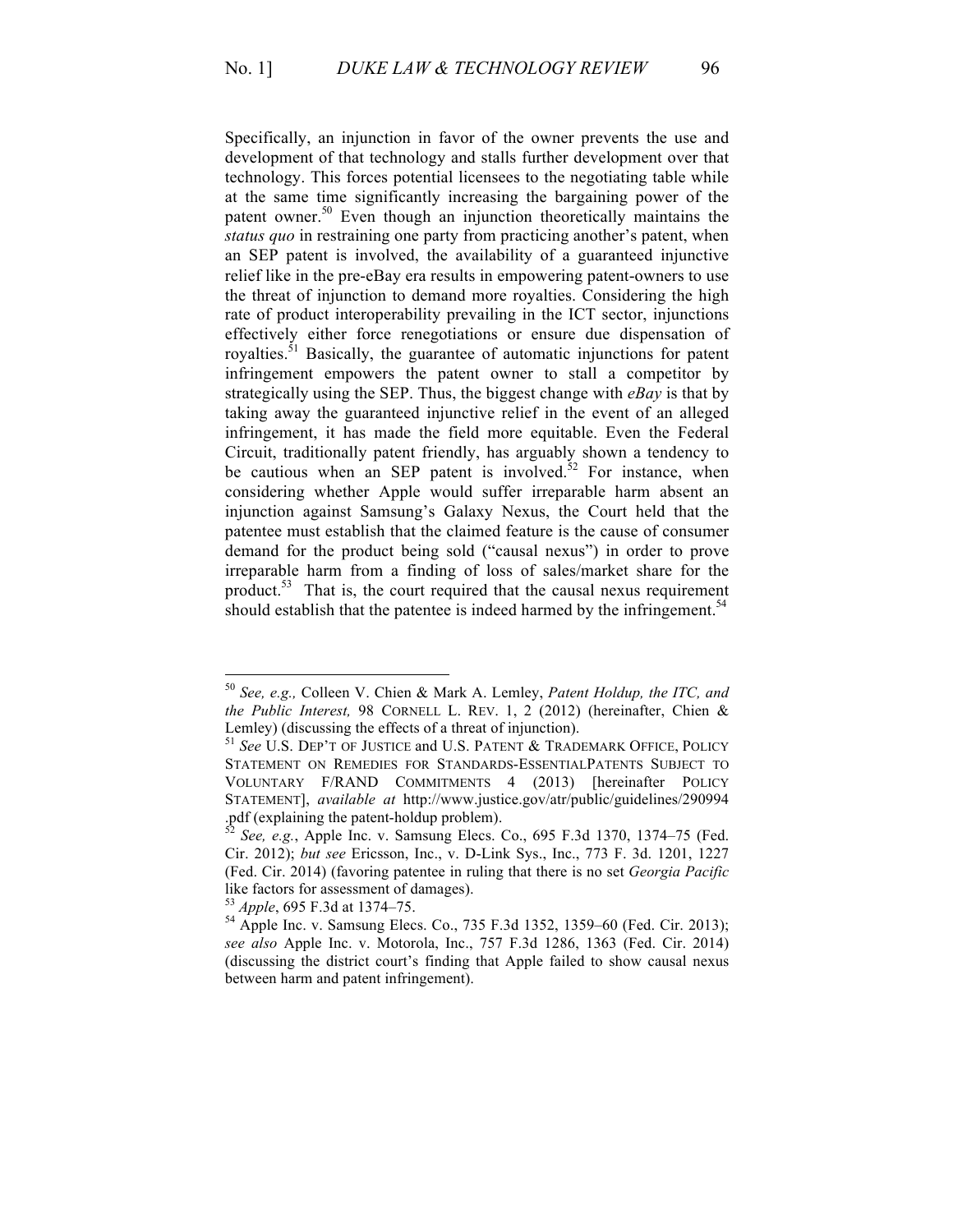Specifically, an injunction in favor of the owner prevents the use and development of that technology and stalls further development over that technology. This forces potential licensees to the negotiating table while at the same time significantly increasing the bargaining power of the patent owner.[50] Even though an injunction theoretically maintains the *status quo* in restraining one party from practicing another's patent, when an SEP patent is involved, the availability of a guaranteed injunctive relief like in the pre-eBay era results in empowering patent-owners to use the threat of injunction to demand more royalties. Considering the high rate of product interoperability prevailing in the ICT sector, injunctions effectively either force renegotiations or ensure due dispensation of royalties.[51] Basically, the guarantee of automatic injunctions for patent infringement empowers the patent owner to stall a competitor by strategically using the SEP. Thus, the biggest change with *eBay* is that by taking away the guaranteed injunctive relief in the event of an alleged infringement, it has made the field more equitable. Even the Federal Circuit, traditionally patent friendly, has arguably shown a tendency to be cautious when an SEP patent is involved.[52] For instance, when considering whether Apple would suffer irreparable harm absent an injunction against Samsung's Galaxy Nexus, the Court held that the patentee must establish that the claimed feature is the cause of consumer demand for the product being sold ("causal nexus") in order to prove irreparable harm from a finding of loss of sales/market share for the product.[53] That is, the court required that the causal nexus requirement should establish that the patentee is indeed harmed by the infringement.[54]

---

[50] *See, e.g.,* Colleen V. Chien & Mark A. Lemley, *Patent Holdup, the ITC, and the Public Interest,* 98 CORNELL L. REV. 1, 2 (2012) (hereinafter, Chien & Lemley) (discussing the effects of a threat of injunction).

[51] *See* U.S. DEP'T OF JUSTICE and U.S. PATENT & TRADEMARK OFFICE, POLICY STATEMENT ON REMEDIES FOR STANDARDS-ESSENTIALPATENTS SUBJECT TO VOLUNTARY F/RAND COMMITMENTS 4 (2013) [hereinafter POLICY STATEMENT], *available at* http://www.justice.gov/atr/public/guidelines/290994.pdf (explaining the patent-holdup problem).

[52] *See, e.g.*, Apple Inc. v. Samsung Elecs. Co., 695 F.3d 1370, 1374–75 (Fed. Cir. 2012); *but see* Ericsson, Inc., v. D-Link Sys., Inc., 773 F. 3d. 1201, 1227 (Fed. Cir. 2014) (favoring patentee in ruling that there is no set *Georgia Pacific* like factors for assessment of damages).

[53] *Apple*, 695 F.3d at 1374–75.

[54] Apple Inc. v. Samsung Elecs. Co., 735 F.3d 1352, 1359–60 (Fed. Cir. 2013); *see also* Apple Inc. v. Motorola, Inc., 757 F.3d 1286, 1363 (Fed. Cir. 2014) (discussing the district court's finding that Apple failed to show causal nexus between harm and patent infringement).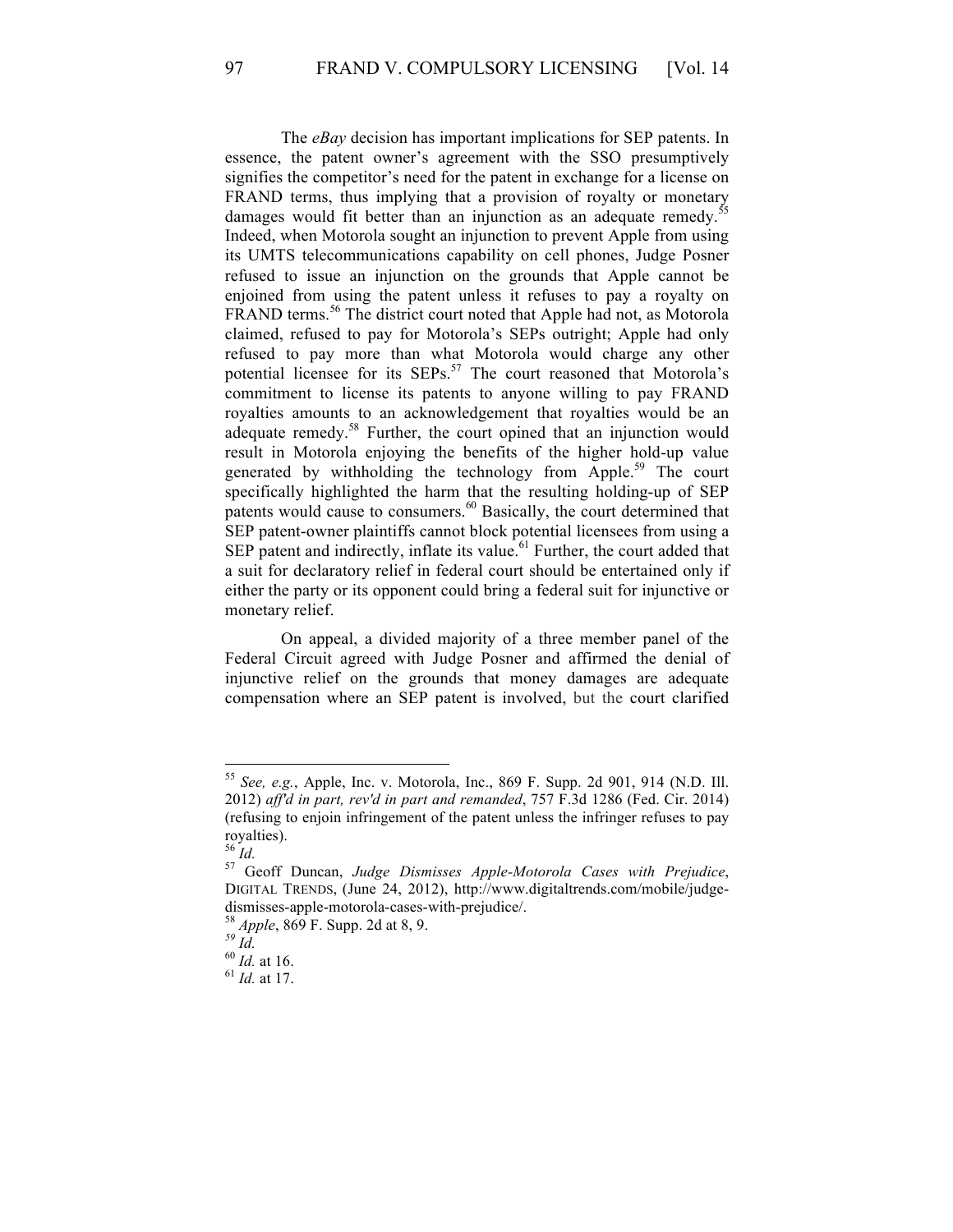The *eBay* decision has important implications for SEP patents. In essence, the patent owner's agreement with the SSO presumptively signifies the competitor's need for the patent in exchange for a license on FRAND terms, thus implying that a provision of royalty or monetary damages would fit better than an injunction as an adequate remedy.[55] Indeed, when Motorola sought an injunction to prevent Apple from using its UMTS telecommunications capability on cell phones, Judge Posner refused to issue an injunction on the grounds that Apple cannot be enjoined from using the patent unless it refuses to pay a royalty on FRAND terms.[56] The district court noted that Apple had not, as Motorola claimed, refused to pay for Motorola's SEPs outright; Apple had only refused to pay more than what Motorola would charge any other potential licensee for its SEPs.[57] The court reasoned that Motorola's commitment to license its patents to anyone willing to pay FRAND royalties amounts to an acknowledgement that royalties would be an adequate remedy.[58] Further, the court opined that an injunction would result in Motorola enjoying the benefits of the higher hold-up value generated by withholding the technology from Apple.[59] The court specifically highlighted the harm that the resulting holding-up of SEP patents would cause to consumers.[60] Basically, the court determined that SEP patent-owner plaintiffs cannot block potential licensees from using a SEP patent and indirectly, inflate its value.[61] Further, the court added that a suit for declaratory relief in federal court should be entertained only if either the party or its opponent could bring a federal suit for injunctive or monetary relief.

On appeal, a divided majority of a three member panel of the Federal Circuit agreed with Judge Posner and affirmed the denial of injunctive relief on the grounds that money damages are adequate compensation where an SEP patent is involved, but the court clarified

---

[55] *See, e.g.*, Apple, Inc. v. Motorola, Inc., 869 F. Supp. 2d 901, 914 (N.D. Ill. 2012) *aff'd in part, rev'd in part and remanded*, 757 F.3d 1286 (Fed. Cir. 2014) (refusing to enjoin infringement of the patent unless the infringer refuses to pay royalties).

[56] *Id.*

[57] Geoff Duncan, *Judge Dismisses Apple-Motorola Cases with Prejudice*, DIGITAL TRENDS, (June 24, 2012), http://www.digitaltrends.com/mobile/judge-dismisses-apple-motorola-cases-with-prejudice/.

[58] *Apple*, 869 F. Supp. 2d at 8, 9.

[59] *Id.*

[60] *Id.* at 16.

[61] *Id.* at 17.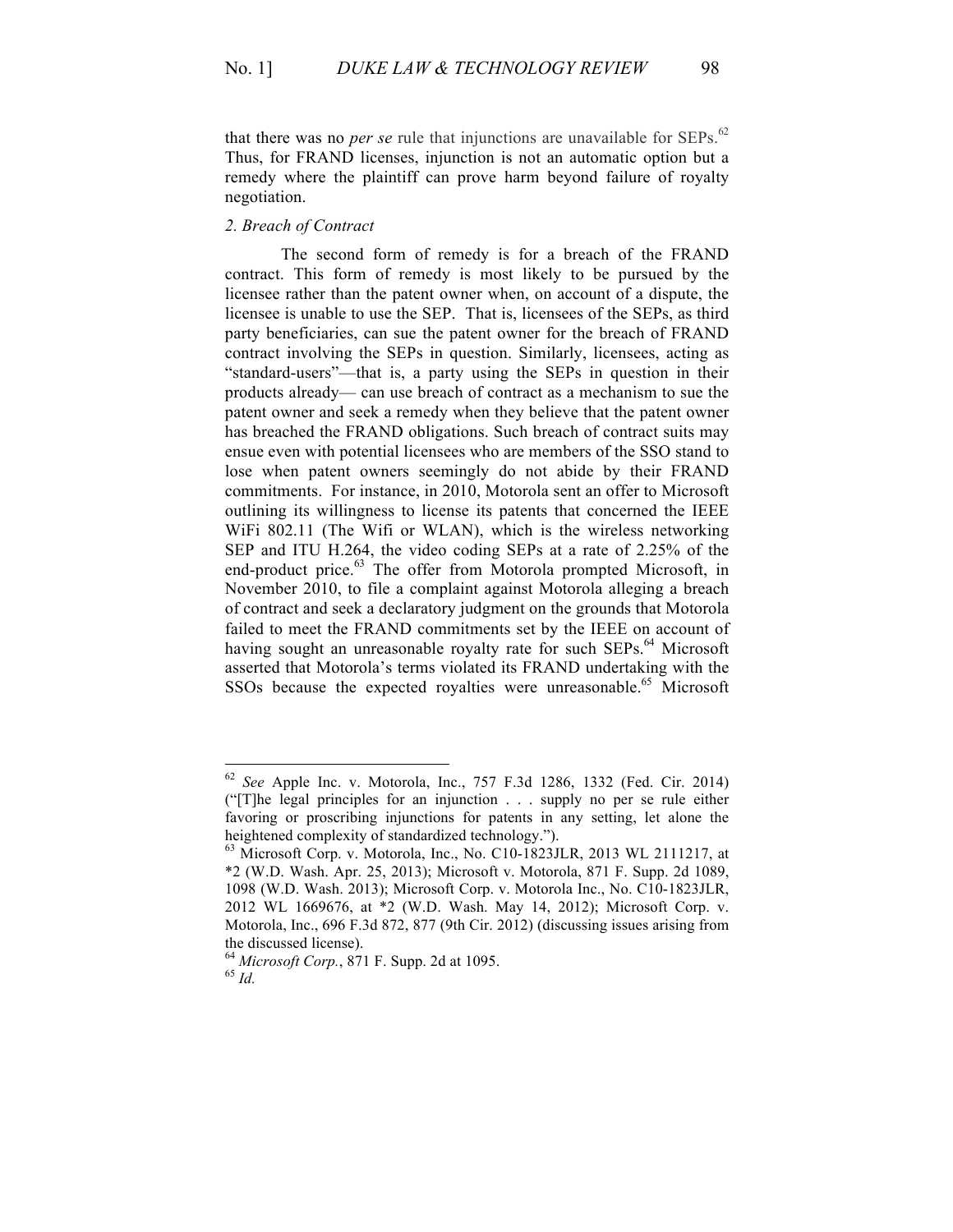that there was no *per se* rule that injunctions are unavailable for SEPs.[62] Thus, for FRAND licenses, injunction is not an automatic option but a remedy where the plaintiff can prove harm beyond failure of royalty negotiation.

*2. Breach of Contract*

The second form of remedy is for a breach of the FRAND contract. This form of remedy is most likely to be pursued by the licensee rather than the patent owner when, on account of a dispute, the licensee is unable to use the SEP. That is, licensees of the SEPs, as third party beneficiaries, can sue the patent owner for the breach of FRAND contract involving the SEPs in question. Similarly, licensees, acting as "standard-users"—that is, a party using the SEPs in question in their products already— can use breach of contract as a mechanism to sue the patent owner and seek a remedy when they believe that the patent owner has breached the FRAND obligations. Such breach of contract suits may ensue even with potential licensees who are members of the SSO stand to lose when patent owners seemingly do not abide by their FRAND commitments. For instance, in 2010, Motorola sent an offer to Microsoft outlining its willingness to license its patents that concerned the IEEE WiFi 802.11 (The Wifi or WLAN), which is the wireless networking SEP and ITU H.264, the video coding SEPs at a rate of 2.25% of the end-product price.[63] The offer from Motorola prompted Microsoft, in November 2010, to file a complaint against Motorola alleging a breach of contract and seek a declaratory judgment on the grounds that Motorola failed to meet the FRAND commitments set by the IEEE on account of having sought an unreasonable royalty rate for such SEPs.[64] Microsoft asserted that Motorola's terms violated its FRAND undertaking with the SSOs because the expected royalties were unreasonable.[65] Microsoft

---

[62] *See* Apple Inc. v. Motorola, Inc., 757 F.3d 1286, 1332 (Fed. Cir. 2014) ("[T]he legal principles for an injunction . . . supply no per se rule either favoring or proscribing injunctions for patents in any setting, let alone the heightened complexity of standardized technology.").

[63] Microsoft Corp. v. Motorola, Inc., No. C10-1823JLR, 2013 WL 2111217, at *2 (W.D. Wash. Apr. 25, 2013); Microsoft v. Motorola, 871 F. Supp. 2d 1089, 1098 (W.D. Wash. 2013); Microsoft Corp. v. Motorola Inc., No. C10-1823JLR, 2012 WL 1669676, at *2 (W.D. Wash. May 14, 2012); Microsoft Corp. v. Motorola, Inc., 696 F.3d 872, 877 (9th Cir. 2012) (discussing issues arising from the discussed license).

[64] *Microsoft Corp.*, 871 F. Supp. 2d at 1095.

[65] *Id.*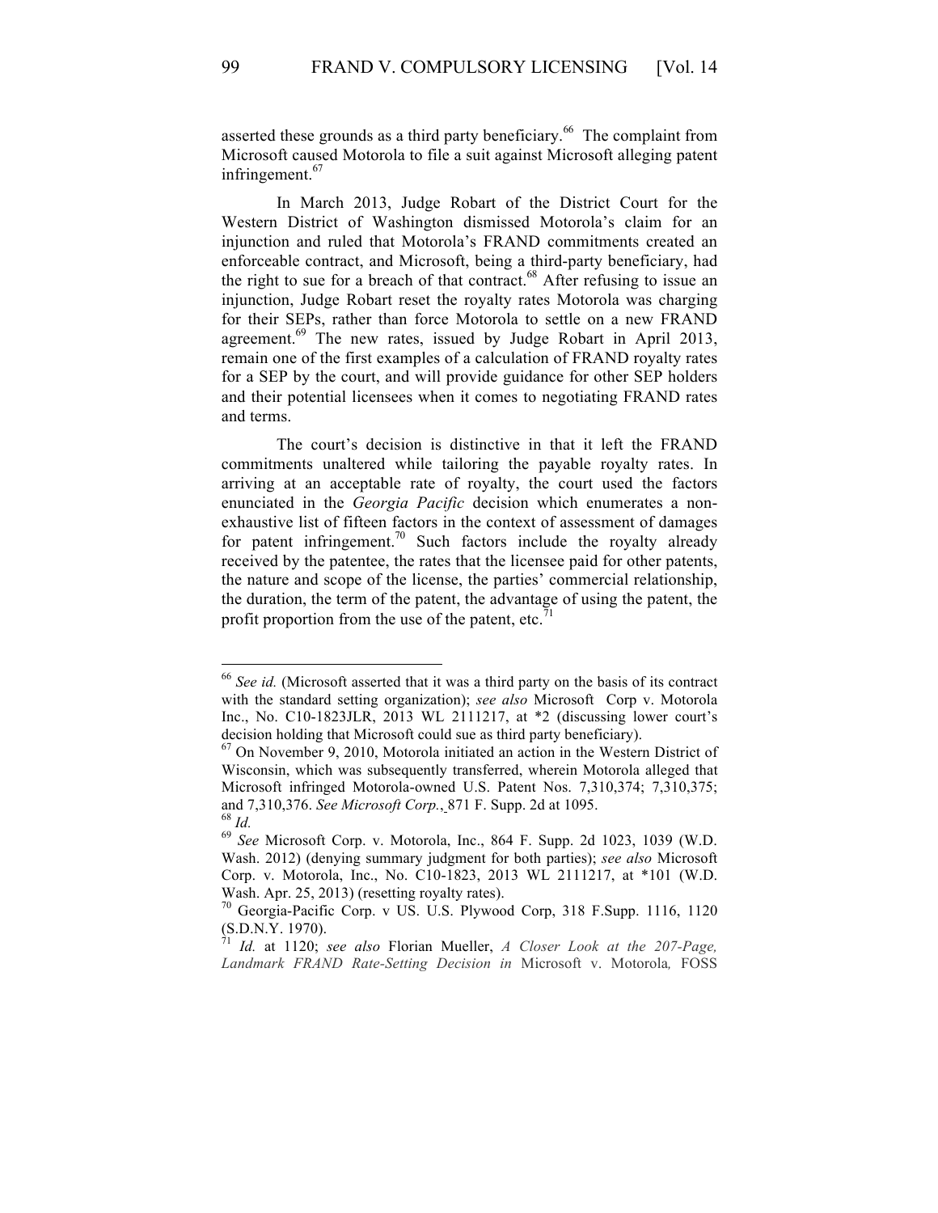asserted these grounds as a third party beneficiary.[66] The complaint from Microsoft caused Motorola to file a suit against Microsoft alleging patent infringement.[67]

In March 2013, Judge Robart of the District Court for the Western District of Washington dismissed Motorola's claim for an injunction and ruled that Motorola's FRAND commitments created an enforceable contract, and Microsoft, being a third-party beneficiary, had the right to sue for a breach of that contract.[68] After refusing to issue an injunction, Judge Robart reset the royalty rates Motorola was charging for their SEPs, rather than force Motorola to settle on a new FRAND agreement.[69] The new rates, issued by Judge Robart in April 2013, remain one of the first examples of a calculation of FRAND royalty rates for a SEP by the court, and will provide guidance for other SEP holders and their potential licensees when it comes to negotiating FRAND rates and terms.

The court's decision is distinctive in that it left the FRAND commitments unaltered while tailoring the payable royalty rates. In arriving at an acceptable rate of royalty, the court used the factors enunciated in the *Georgia Pacific* decision which enumerates a non-exhaustive list of fifteen factors in the context of assessment of damages for patent infringement.[70] Such factors include the royalty already received by the patentee, the rates that the licensee paid for other patents, the nature and scope of the license, the parties' commercial relationship, the duration, the term of the patent, the advantage of using the patent, the profit proportion from the use of the patent, etc.[71]

---

[66] *See id.* (Microsoft asserted that it was a third party on the basis of its contract with the standard setting organization); *see also* Microsoft Corp v. Motorola Inc., No. C10-1823JLR, 2013 WL 2111217, at *2 (discussing lower court's decision holding that Microsoft could sue as third party beneficiary).

[67] On November 9, 2010, Motorola initiated an action in the Western District of Wisconsin, which was subsequently transferred, wherein Motorola alleged that Microsoft infringed Motorola-owned U.S. Patent Nos. 7,310,374; 7,310,375; and 7,310,376. *See Microsoft Corp.*, 871 F. Supp. 2d at 1095.

[68] *Id.*

[69] *See* Microsoft Corp. v. Motorola, Inc., 864 F. Supp. 2d 1023, 1039 (W.D. Wash. 2012) (denying summary judgment for both parties); *see also* Microsoft Corp. v. Motorola, Inc., No. C10-1823, 2013 WL 2111217, at *101 (W.D. Wash. Apr. 25, 2013) (resetting royalty rates).

[70] Georgia-Pacific Corp. v US. U.S. Plywood Corp, 318 F.Supp. 1116, 1120 (S.D.N.Y. 1970).

[71] *Id.* at 1120; *see also* Florian Mueller, *A Closer Look at the 207-Page, Landmark FRAND Rate-Setting Decision in* Microsoft v. Motorola*,* FOSS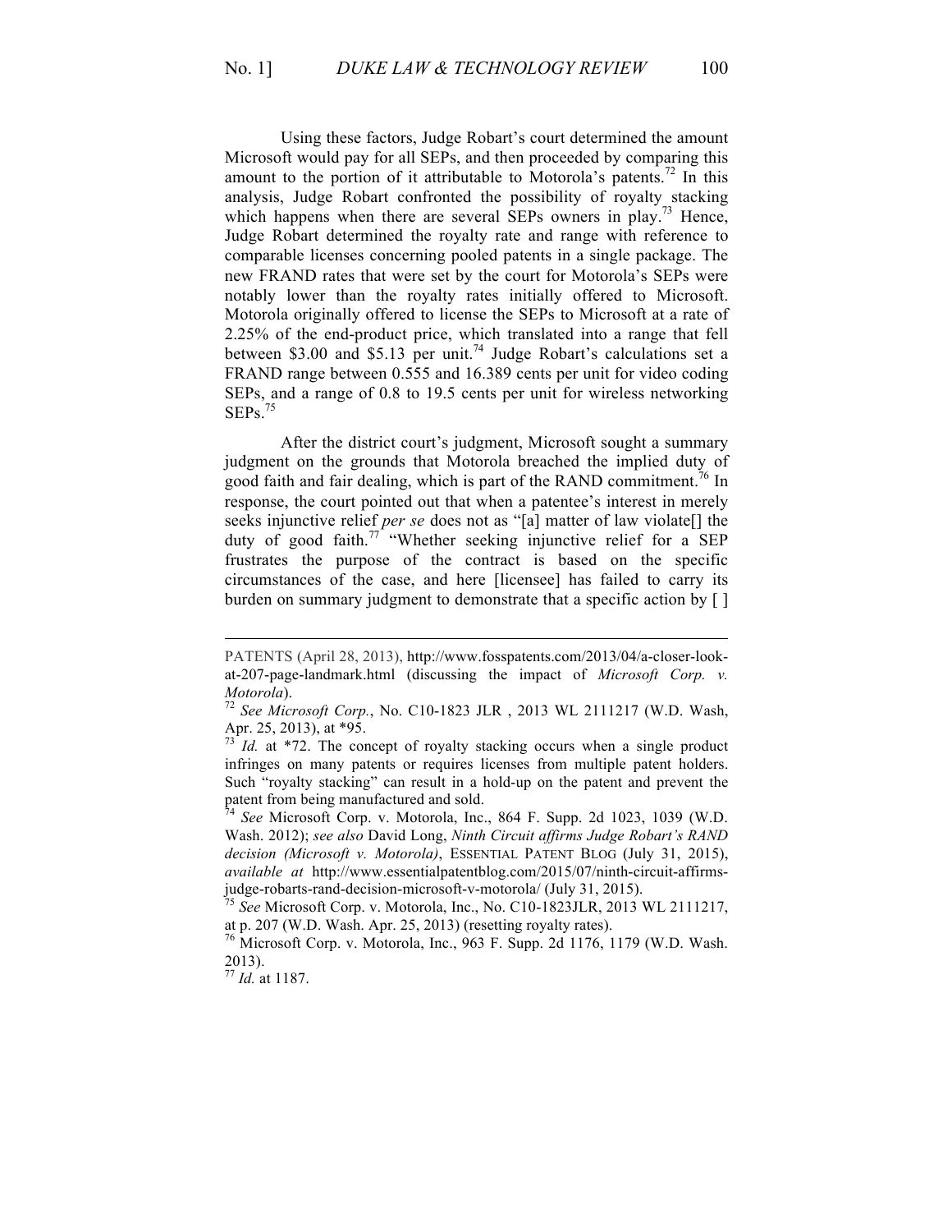Using these factors, Judge Robart's court determined the amount Microsoft would pay for all SEPs, and then proceeded by comparing this amount to the portion of it attributable to Motorola's patents.[72] In this analysis, Judge Robart confronted the possibility of royalty stacking which happens when there are several SEPs owners in play.[73] Hence, Judge Robart determined the royalty rate and range with reference to comparable licenses concerning pooled patents in a single package. The new FRAND rates that were set by the court for Motorola's SEPs were notably lower than the royalty rates initially offered to Microsoft. Motorola originally offered to license the SEPs to Microsoft at a rate of 2.25% of the end-product price, which translated into a range that fell between $3.00 and $5.13 per unit.[74] Judge Robart's calculations set a FRAND range between 0.555 and 16.389 cents per unit for video coding SEPs, and a range of 0.8 to 19.5 cents per unit for wireless networking SEPs.[75]

After the district court's judgment, Microsoft sought a summary judgment on the grounds that Motorola breached the implied duty of good faith and fair dealing, which is part of the RAND commitment.[76] In response, the court pointed out that when a patentee's interest in merely seeks injunctive relief *per se* does not as "[a] matter of law violate[] the duty of good faith.[77] "Whether seeking injunctive relief for a SEP frustrates the purpose of the contract is based on the specific circumstances of the case, and here [licensee] has failed to carry its burden on summary judgment to demonstrate that a specific action by [ ]

---

PATENTS (April 28, 2013), http://www.fosspatents.com/2013/04/a-closer-look-at-207-page-landmark.html (discussing the impact of *Microsoft Corp. v. Motorola*).

[72] *See Microsoft Corp.*, No. C10-1823 JLR , 2013 WL 2111217 (W.D. Wash, Apr. 25, 2013), at *95.

[73] *Id.* at *72. The concept of royalty stacking occurs when a single product infringes on many patents or requires licenses from multiple patent holders. Such "royalty stacking" can result in a hold-up on the patent and prevent the patent from being manufactured and sold.

[74] *See* Microsoft Corp. v. Motorola, Inc., 864 F. Supp. 2d 1023, 1039 (W.D. Wash. 2012); *see also* David Long, *Ninth Circuit affirms Judge Robart's RAND decision (Microsoft v. Motorola)*, ESSENTIAL PATENT BLOG (July 31, 2015), *available at* http://www.essentialpatentblog.com/2015/07/ninth-circuit-affirms-judge-robarts-rand-decision-microsoft-v-motorola/ (July 31, 2015).

[75] *See* Microsoft Corp. v. Motorola, Inc., No. C10-1823JLR, 2013 WL 2111217, at p. 207 (W.D. Wash. Apr. 25, 2013) (resetting royalty rates).

[76] Microsoft Corp. v. Motorola, Inc., 963 F. Supp. 2d 1176, 1179 (W.D. Wash. 2013).

[77] *Id.* at 1187.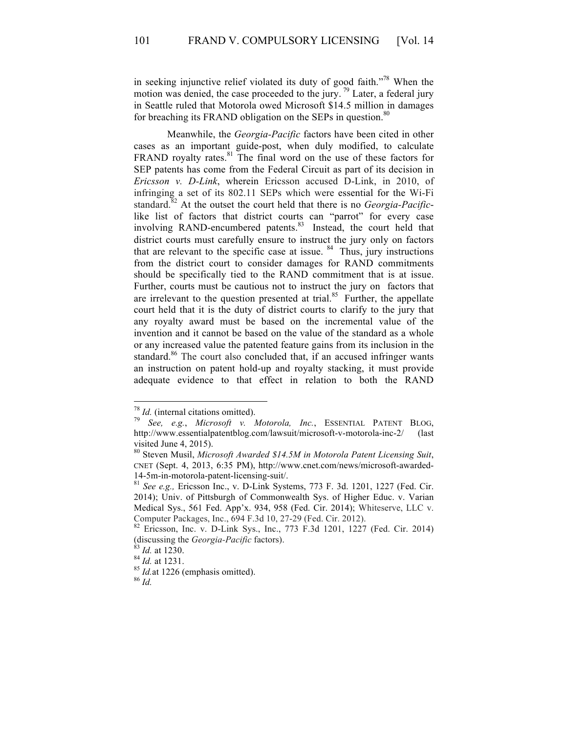in seeking injunctive relief violated its duty of good faith."[78] When the motion was denied, the case proceeded to the jury. [79] Later, a federal jury in Seattle ruled that Motorola owed Microsoft $14.5 million in damages for breaching its FRAND obligation on the SEPs in question.[80]

Meanwhile, the *Georgia-Pacific* factors have been cited in other cases as an important guide-post, when duly modified, to calculate FRAND royalty rates.[81] The final word on the use of these factors for SEP patents has come from the Federal Circuit as part of its decision in *Ericsson v. D-Link*, wherein Ericsson accused D-Link, in 2010, of infringing a set of its 802.11 SEPs which were essential for the Wi-Fi standard.[82] At the outset the court held that there is no *Georgia-Pacific*-like list of factors that district courts can "parrot" for every case involving RAND-encumbered patents.[83] Instead, the court held that district courts must carefully ensure to instruct the jury only on factors that are relevant to the specific case at issue. [84] Thus, jury instructions from the district court to consider damages for RAND commitments should be specifically tied to the RAND commitment that is at issue. Further, courts must be cautious not to instruct the jury on factors that are irrelevant to the question presented at trial.[85] Further, the appellate court held that it is the duty of district courts to clarify to the jury that any royalty award must be based on the incremental value of the invention and it cannot be based on the value of the standard as a whole or any increased value the patented feature gains from its inclusion in the standard.[86] The court also concluded that, if an accused infringer wants an instruction on patent hold-up and royalty stacking, it must provide adequate evidence to that effect in relation to both the RAND

---

[78] *Id.* (internal citations omitted).

[79] *See, e.g.*, *Microsoft v. Motorola, Inc.*, ESSENTIAL PATENT BLOG, http://www.essentialpatentblog.com/lawsuit/microsoft-v-motorola-inc-2/ (last visited June 4, 2015).

[80] Steven Musil, *Microsoft Awarded $14.5M in Motorola Patent Licensing Suit*, CNET (Sept. 4, 2013, 6:35 PM), http://www.cnet.com/news/microsoft-awarded-14-5m-in-motorola-patent-licensing-suit/.

[81] *See e.g.,* Ericsson Inc., v. D-Link Systems, 773 F. 3d. 1201, 1227 (Fed. Cir. 2014); Univ. of Pittsburgh of Commonwealth Sys. of Higher Educ. v. Varian Medical Sys., 561 Fed. App'x. 934, 958 (Fed. Cir. 2014); Whiteserve, LLC v. Computer Packages, Inc., 694 F.3d 10, 27-29 (Fed. Cir. 2012).

[82] Ericsson, Inc. v. D-Link Sys., Inc., 773 F.3d 1201, 1227 (Fed. Cir. 2014) (discussing the *Georgia-Pacific* factors).

[83] *Id.* at 1230.

[84] *Id.* at 1231.

[85] *Id.*at 1226 (emphasis omitted).

[86] *Id.*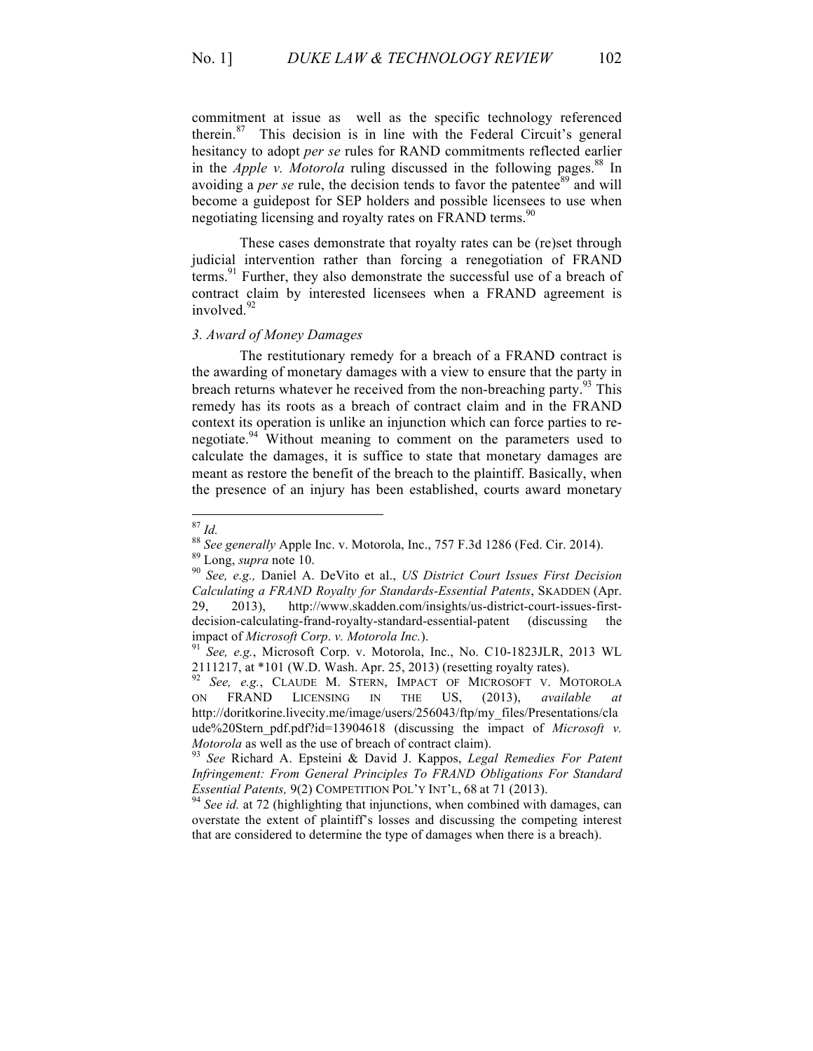commitment at issue as well as the specific technology referenced therein.[87] This decision is in line with the Federal Circuit's general hesitancy to adopt *per se* rules for RAND commitments reflected earlier in the *Apple v. Motorola* ruling discussed in the following pages.[88] In avoiding a *per se* rule, the decision tends to favor the patentee[89] and will become a guidepost for SEP holders and possible licensees to use when negotiating licensing and royalty rates on FRAND terms.[90]

These cases demonstrate that royalty rates can be (re)set through judicial intervention rather than forcing a renegotiation of FRAND terms.[91] Further, they also demonstrate the successful use of a breach of contract claim by interested licensees when a FRAND agreement is involved.[92]

*3. Award of Money Damages*

The restitutionary remedy for a breach of a FRAND contract is the awarding of monetary damages with a view to ensure that the party in breach returns whatever he received from the non-breaching party.[93] This remedy has its roots as a breach of contract claim and in the FRAND context its operation is unlike an injunction which can force parties to re-negotiate.[94] Without meaning to comment on the parameters used to calculate the damages, it is suffice to state that monetary damages are meant as restore the benefit of the breach to the plaintiff. Basically, when the presence of an injury has been established, courts award monetary

---

[87] *Id.*

[88] *See generally* Apple Inc. v. Motorola, Inc., 757 F.3d 1286 (Fed. Cir. 2014).

[89] Long, *supra* note 10.

[90] *See, e.g.,* Daniel A. DeVito et al., *US District Court Issues First Decision Calculating a FRAND Royalty for Standards-Essential Patents*, SKADDEN (Apr. 29, 2013), http://www.skadden.com/insights/us-district-court-issues-first-decision-calculating-frand-royalty-standard-essential-patent (discussing the impact of *Microsoft Corp. v. Motorola Inc.*).

[91] *See, e.g.*, Microsoft Corp. v. Motorola, Inc., No. C10-1823JLR, 2013 WL 2111217, at *101 (W.D. Wash. Apr. 25, 2013) (resetting royalty rates).

[92] *See, e.g.*, CLAUDE M. STERN, IMPACT OF MICROSOFT V. MOTOROLA ON FRAND LICENSING IN THE US, (2013), *available at* http://doritkorine.livecity.me/image/users/256043/ftp/my_files/Presentations/Claude%20Stern_pdf.pdf?id=13904618 (discussing the impact of *Microsoft v. Motorola* as well as the use of breach of contract claim).

[93] *See* Richard A. Epsteini & David J. Kappos, *Legal Remedies For Patent Infringement: From General Principles To FRAND Obligations For Standard Essential Patents,* 9(2) COMPETITION POL'Y INT'L, 68 at 71 (2013).

[94] *See id.* at 72 (highlighting that injunctions, when combined with damages, can overstate the extent of plaintiff's losses and discussing the competing interest that are considered to determine the type of damages when there is a breach).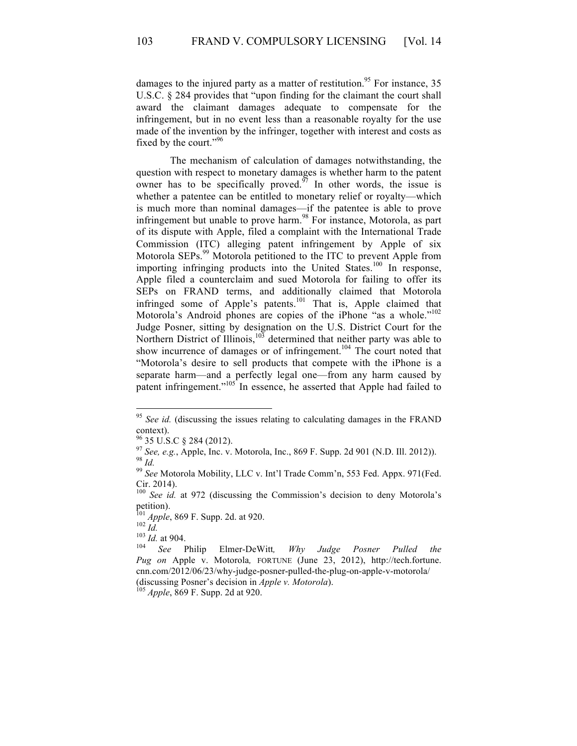damages to the injured party as a matter of restitution.[95] For instance, 35 U.S.C. § 284 provides that "upon finding for the claimant the court shall award the claimant damages adequate to compensate for the infringement, but in no event less than a reasonable royalty for the use made of the invention by the infringer, together with interest and costs as fixed by the court."[96]

The mechanism of calculation of damages notwithstanding, the question with respect to monetary damages is whether harm to the patent owner has to be specifically proved.[97] In other words, the issue is whether a patentee can be entitled to monetary relief or royalty—which is much more than nominal damages—if the patentee is able to prove infringement but unable to prove harm.[98] For instance, Motorola, as part of its dispute with Apple, filed a complaint with the International Trade Commission (ITC) alleging patent infringement by Apple of six Motorola SEPs.[99] Motorola petitioned to the ITC to prevent Apple from importing infringing products into the United States.[100] In response, Apple filed a counterclaim and sued Motorola for failing to offer its SEPs on FRAND terms, and additionally claimed that Motorola infringed some of Apple's patents.[101] That is, Apple claimed that Motorola's Android phones are copies of the iPhone "as a whole."[102] Judge Posner, sitting by designation on the U.S. District Court for the Northern District of Illinois,[103] determined that neither party was able to show incurrence of damages or of infringement.[104] The court noted that "Motorola's desire to sell products that compete with the iPhone is a separate harm—and a perfectly legal one—from any harm caused by patent infringement."[105] In essence, he asserted that Apple had failed to

---

[95] *See id.* (discussing the issues relating to calculating damages in the FRAND context).

[96] 35 U.S.C § 284 (2012).

[97] *See, e.g.*, Apple, Inc. v. Motorola, Inc., 869 F. Supp. 2d 901 (N.D. Ill. 2012)).

[98] *Id.*

[99] *See* Motorola Mobility, LLC v. Int'l Trade Comm'n, 553 Fed. Appx. 971(Fed. Cir. 2014).

[100] *See id.* at 972 (discussing the Commission's decision to deny Motorola's petition).

[101] *Apple*, 869 F. Supp. 2d. at 920.

[102] *Id.*

[103] *Id.* at 904.

[104] *See* Philip Elmer-DeWitt*, Why Judge Posner Pulled the Pug on* Apple v. Motorola*,* FORTUNE (June 23, 2012), http://tech.fortune.cnn.com/2012/06/23/why-judge-posner-pulled-the-plug-on-apple-v-motorola/ (discussing Posner's decision in *Apple v. Motorola*).

[105] *Apple*, 869 F. Supp. 2d at 920.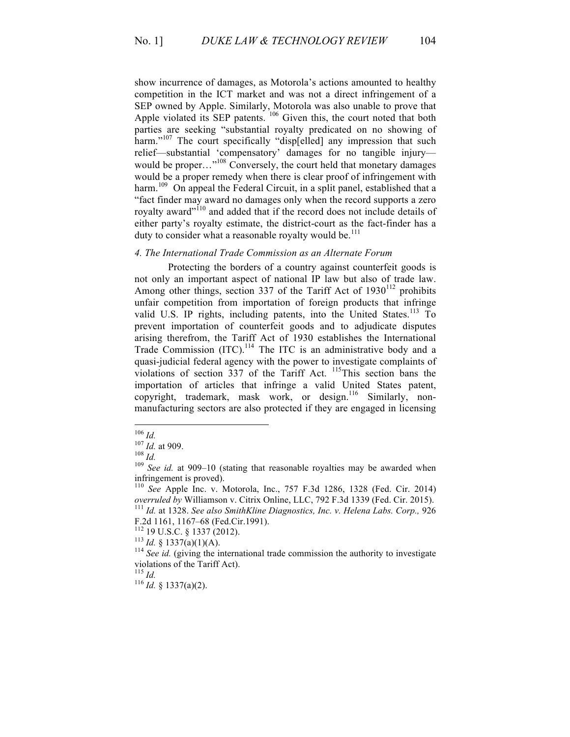show incurrence of damages, as Motorola's actions amounted to healthy competition in the ICT market and was not a direct infringement of a SEP owned by Apple. Similarly, Motorola was also unable to prove that Apple violated its SEP patents. [106] Given this, the court noted that both parties are seeking "substantial royalty predicated on no showing of harm."[107] The court specifically "disp[elled] any impression that such relief—substantial 'compensatory' damages for no tangible injury—would be proper…"[108] Conversely, the court held that monetary damages would be a proper remedy when there is clear proof of infringement with harm.[109] On appeal the Federal Circuit, in a split panel, established that a "fact finder may award no damages only when the record supports a zero royalty award"[110] and added that if the record does not include details of either party's royalty estimate, the district-court as the fact-finder has a duty to consider what a reasonable royalty would be.[111]

*4. The International Trade Commission as an Alternate Forum*

Protecting the borders of a country against counterfeit goods is not only an important aspect of national IP law but also of trade law. Among other things, section 337 of the Tariff Act of 1930[112] prohibits unfair competition from importation of foreign products that infringe valid U.S. IP rights, including patents, into the United States.[113] To prevent importation of counterfeit goods and to adjudicate disputes arising therefrom, the Tariff Act of 1930 establishes the International Trade Commission (ITC).[114] The ITC is an administrative body and a quasi-judicial federal agency with the power to investigate complaints of violations of section 337 of the Tariff Act. [115]This section bans the importation of articles that infringe a valid United States patent, copyright, trademark, mask work, or design.[116] Similarly, non-manufacturing sectors are also protected if they are engaged in licensing

---

[106] *Id.*

[107] *Id.* at 909.

[108] *Id.*

[109] *See id.* at 909–10 (stating that reasonable royalties may be awarded when infringement is proved).

[110] *See* Apple Inc. v. Motorola, Inc., 757 F.3d 1286, 1328 (Fed. Cir. 2014) *overruled by* Williamson v. Citrix Online, LLC, 792 F.3d 1339 (Fed. Cir. 2015).

[111] *Id.* at 1328. *See also SmithKline Diagnostics, Inc. v. Helena Labs. Corp.,* 926 F.2d 1161, 1167–68 (Fed.Cir.1991).

[112] 19 U.S.C. § 1337 (2012).

[113] *Id.* § 1337(a)(1)(A).

[114] *See id.* (giving the international trade commission the authority to investigate violations of the Tariff Act).

[115] *Id.*

[116] *Id.* § 1337(a)(2).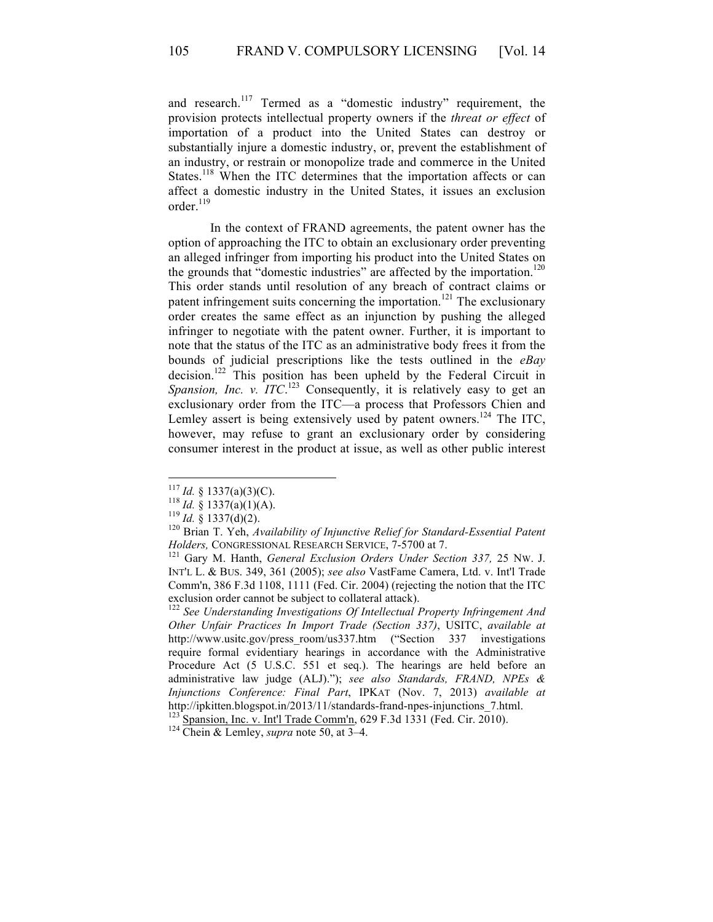and research.[117] Termed as a "domestic industry" requirement, the provision protects intellectual property owners if the *threat or effect* of importation of a product into the United States can destroy or substantially injure a domestic industry, or, prevent the establishment of an industry, or restrain or monopolize trade and commerce in the United States.[118] When the ITC determines that the importation affects or can affect a domestic industry in the United States, it issues an exclusion order.[119]

In the context of FRAND agreements, the patent owner has the option of approaching the ITC to obtain an exclusionary order preventing an alleged infringer from importing his product into the United States on the grounds that "domestic industries" are affected by the importation.[120] This order stands until resolution of any breach of contract claims or patent infringement suits concerning the importation.[121] The exclusionary order creates the same effect as an injunction by pushing the alleged infringer to negotiate with the patent owner. Further, it is important to note that the status of the ITC as an administrative body frees it from the bounds of judicial prescriptions like the tests outlined in the *eBay* decision.[122] This position has been upheld by the Federal Circuit in *Spansion, Inc. v. ITC*.[123] Consequently, it is relatively easy to get an exclusionary order from the ITC—a process that Professors Chien and Lemley assert is being extensively used by patent owners.[124] The ITC, however, may refuse to grant an exclusionary order by considering consumer interest in the product at issue, as well as other public interest

---

[117] *Id.* § 1337(a)(3)(C).

[118] *Id.* § 1337(a)(1)(A).

[119] *Id.* § 1337(d)(2).

[120] Brian T. Yeh, *Availability of Injunctive Relief for Standard-Essential Patent Holders,* CONGRESSIONAL RESEARCH SERVICE, 7-5700 at 7.

[121] Gary M. Hanth, *General Exclusion Orders Under Section 337,* 25 NW. J. INT'L L. & BUS. 349, 361 (2005); *see also* VastFame Camera, Ltd. v. Int'l Trade Comm'n, 386 F.3d 1108, 1111 (Fed. Cir. 2004) (rejecting the notion that the ITC exclusion order cannot be subject to collateral attack).

[122] *See Understanding Investigations Of Intellectual Property Infringement And Other Unfair Practices In Import Trade (Section 337)*, USITC, *available at* http://www.usitc.gov/press_room/us337.htm ("Section 337 investigations require formal evidentiary hearings in accordance with the Administrative Procedure Act (5 U.S.C. 551 et seq.). The hearings are held before an administrative law judge (ALJ)."); *see also Standards, FRAND, NPEs & Injunctions Conference: Final Part*, IPKAT (Nov. 7, 2013) *available at* http://ipkitten.blogspot.in/2013/11/standards-frand-npes-injunctions_7.html.

[123] Spansion, Inc. v. Int'l Trade Comm'n, 629 F.3d 1331 (Fed. Cir. 2010).

[124] Chein & Lemley, *supra* note 50, at 3–4.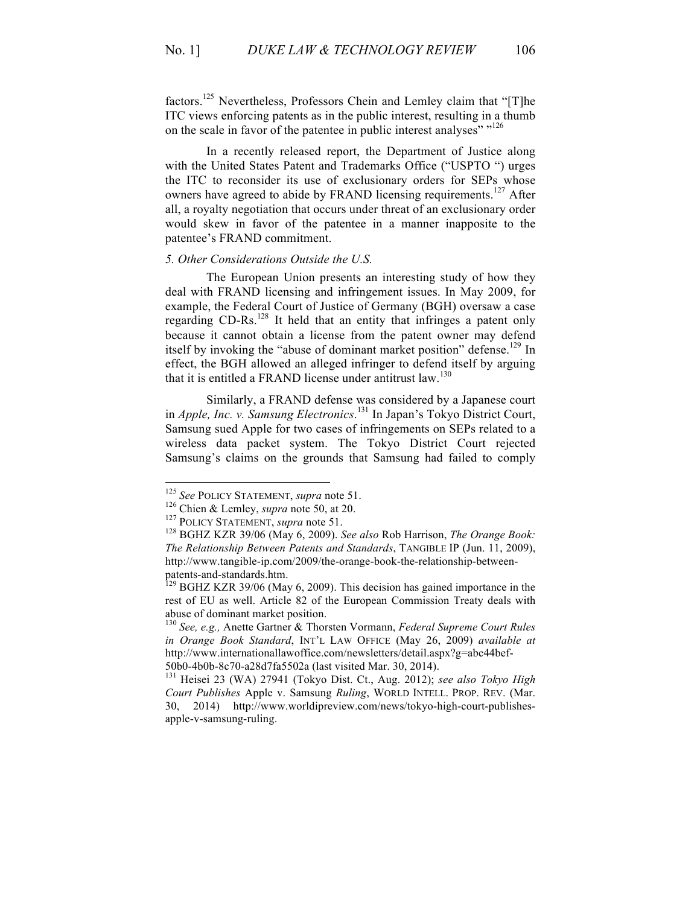factors.[125] Nevertheless, Professors Chein and Lemley claim that "[T]he ITC views enforcing patents as in the public interest, resulting in a thumb on the scale in favor of the patentee in public interest analyses" "[126]

In a recently released report, the Department of Justice along with the United States Patent and Trademarks Office ("USPTO ") urges the ITC to reconsider its use of exclusionary orders for SEPs whose owners have agreed to abide by FRAND licensing requirements.[127] After all, a royalty negotiation that occurs under threat of an exclusionary order would skew in favor of the patentee in a manner inapposite to the patentee's FRAND commitment.

*5. Other Considerations Outside the U.S.*

The European Union presents an interesting study of how they deal with FRAND licensing and infringement issues. In May 2009, for example, the Federal Court of Justice of Germany (BGH) oversaw a case regarding CD-Rs.[128] It held that an entity that infringes a patent only because it cannot obtain a license from the patent owner may defend itself by invoking the "abuse of dominant market position" defense.[129] In effect, the BGH allowed an alleged infringer to defend itself by arguing that it is entitled a FRAND license under antitrust law.[130]

Similarly, a FRAND defense was considered by a Japanese court in *Apple, Inc. v. Samsung Electronics*.[131] In Japan's Tokyo District Court, Samsung sued Apple for two cases of infringements on SEPs related to a wireless data packet system. The Tokyo District Court rejected Samsung's claims on the grounds that Samsung had failed to comply

---

[125] *See* POLICY STATEMENT, *supra* note 51.

[126] Chien & Lemley, *supra* note 50, at 20.

[127] POLICY STATEMENT, *supra* note 51.

[128] BGHZ KZR 39/06 (May 6, 2009). *See also* Rob Harrison, *The Orange Book: The Relationship Between Patents and Standards*, TANGIBLE IP (Jun. 11, 2009), http://www.tangible-ip.com/2009/the-orange-book-the-relationship-between-patents-and-standards.htm.

[129] BGHZ KZR 39/06 (May 6, 2009). This decision has gained importance in the rest of EU as well. Article 82 of the European Commission Treaty deals with abuse of dominant market position.

[130] *See, e.g.,* Anette Gartner & Thorsten Vormann, *Federal Supreme Court Rules in Orange Book Standard*, INT'L LAW OFFICE (May 26, 2009) *available at* http://www.internationallawoffice.com/newsletters/detail.aspx?g=abc44bef-50b0-4b0b-8c70-a28d7fa5502a (last visited Mar. 30, 2014).

[131] Heisei 23 (WA) 27941 (Tokyo Dist. Ct., Aug. 2012); *see also Tokyo High Court Publishes* Apple v. Samsung *Ruling*, WORLD INTELL. PROP. REV. (Mar. 30, 2014) http://www.worldipreview.com/news/tokyo-high-court-publishes-apple-v-samsung-ruling.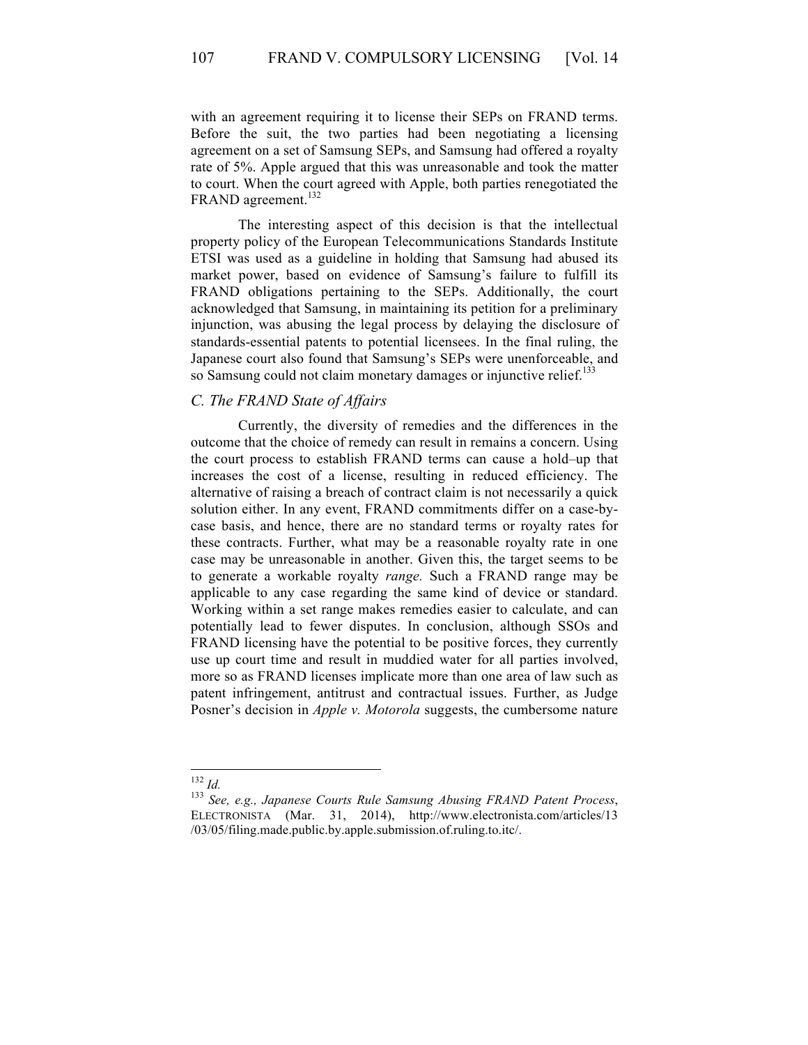with an agreement requiring it to license their SEPs on FRAND terms. Before the suit, the two parties had been negotiating a licensing agreement on a set of Samsung SEPs, and Samsung had offered a royalty rate of 5%. Apple argued that this was unreasonable and took the matter to court. When the court agreed with Apple, both parties renegotiated the FRAND agreement.[132]

The interesting aspect of this decision is that the intellectual property policy of the European Telecommunications Standards Institute ETSI was used as a guideline in holding that Samsung had abused its market power, based on evidence of Samsung's failure to fulfill its FRAND obligations pertaining to the SEPs. Additionally, the court acknowledged that Samsung, in maintaining its petition for a preliminary injunction, was abusing the legal process by delaying the disclosure of standards-essential patents to potential licensees. In the final ruling, the Japanese court also found that Samsung's SEPs were unenforceable, and so Samsung could not claim monetary damages or injunctive relief.[133]

### *C. The FRAND State of Affairs*

Currently, the diversity of remedies and the differences in the outcome that the choice of remedy can result in remains a concern. Using the court process to establish FRAND terms can cause a hold–up that increases the cost of a license, resulting in reduced efficiency. The alternative of raising a breach of contract claim is not necessarily a quick solution either. In any event, FRAND commitments differ on a case-by-case basis, and hence, there are no standard terms or royalty rates for these contracts. Further, what may be a reasonable royalty rate in one case may be unreasonable in another. Given this, the target seems to be to generate a workable royalty *range.* Such a FRAND range may be applicable to any case regarding the same kind of device or standard. Working within a set range makes remedies easier to calculate, and can potentially lead to fewer disputes. In conclusion, although SSOs and FRAND licensing have the potential to be positive forces, they currently use up court time and result in muddied water for all parties involved, more so as FRAND licenses implicate more than one area of law such as patent infringement, antitrust and contractual issues. Further, as Judge Posner's decision in *Apple v. Motorola* suggests, the cumbersome nature

---

[132] *Id.*

[133] *See, e.g., Japanese Courts Rule Samsung Abusing FRAND Patent Process*, ELECTRONISTA (Mar. 31, 2014), http://www.electronista.com/articles/13/03/05/filing.made.public.by.apple.submission.of.ruling.to.itc/.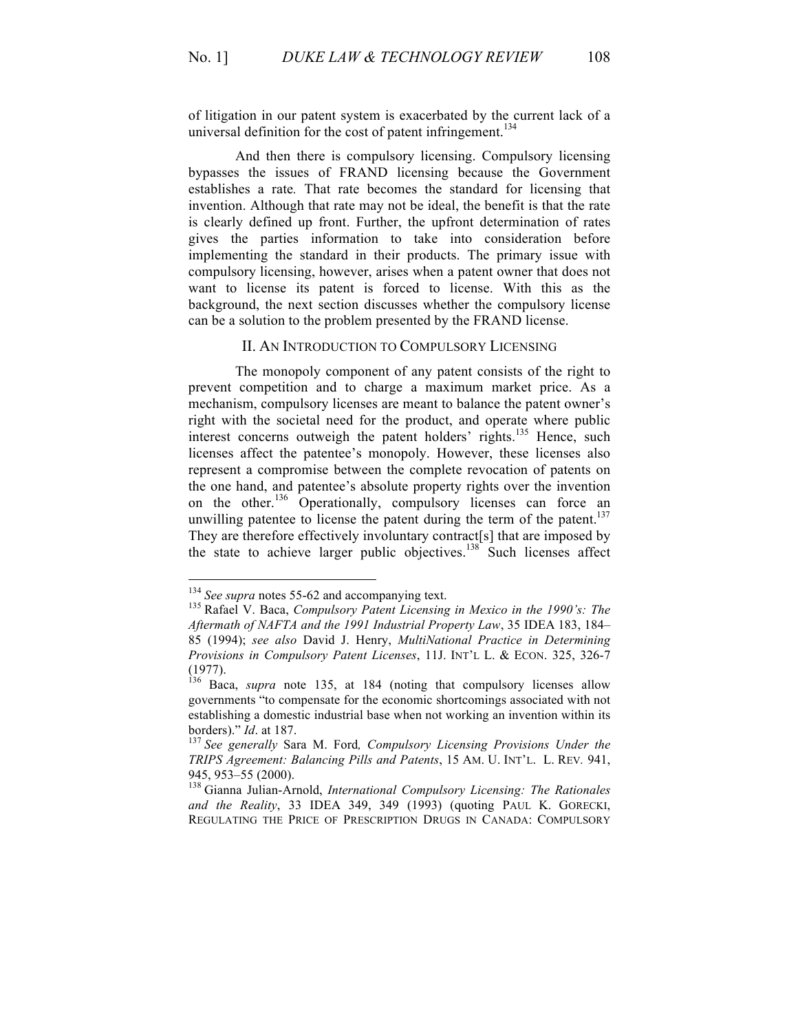of litigation in our patent system is exacerbated by the current lack of a universal definition for the cost of patent infringement.[134]

And then there is compulsory licensing. Compulsory licensing bypasses the issues of FRAND licensing because the Government establishes a rate*.* That rate becomes the standard for licensing that invention. Although that rate may not be ideal, the benefit is that the rate is clearly defined up front. Further, the upfront determination of rates gives the parties information to take into consideration before implementing the standard in their products. The primary issue with compulsory licensing, however, arises when a patent owner that does not want to license its patent is forced to license. With this as the background, the next section discusses whether the compulsory license can be a solution to the problem presented by the FRAND license.

## II. An Introduction to Compulsory Licensing

The monopoly component of any patent consists of the right to prevent competition and to charge a maximum market price. As a mechanism, compulsory licenses are meant to balance the patent owner's right with the societal need for the product, and operate where public interest concerns outweigh the patent holders' rights.[135] Hence, such licenses affect the patentee's monopoly. However, these licenses also represent a compromise between the complete revocation of patents on the one hand, and patentee's absolute property rights over the invention on the other.[136] Operationally, compulsory licenses can force an unwilling patentee to license the patent during the term of the patent.[137] They are therefore effectively involuntary contract[s] that are imposed by the state to achieve larger public objectives.[138] Such licenses affect

---

[134] *See supra* notes 55-62 and accompanying text.

[135] Rafael V. Baca, *Compulsory Patent Licensing in Mexico in the 1990's: The Aftermath of NAFTA and the 1991 Industrial Property Law*, 35 IDEA 183, 184–85 (1994); *see also* David J. Henry, *MultiNational Practice in Determining Provisions in Compulsory Patent Licenses*, 11J. INT'L L. & ECON. 325, 326-7 (1977).

[136] Baca, *supra* note 135, at 184 (noting that compulsory licenses allow governments "to compensate for the economic shortcomings associated with not establishing a domestic industrial base when not working an invention within its borders)." *Id*. at 187.

[137] *See generally* Sara M. Ford*, Compulsory Licensing Provisions Under the TRIPS Agreement: Balancing Pills and Patents*, 15 AM. U. INT'L. L. REV. 941, 945, 953–55 (2000).

[138] Gianna Julian-Arnold, *International Compulsory Licensing: The Rationales and the Reality*, 33 IDEA 349, 349 (1993) (quoting PAUL K. GORECKI, REGULATING THE PRICE OF PRESCRIPTION DRUGS IN CANADA: COMPULSORY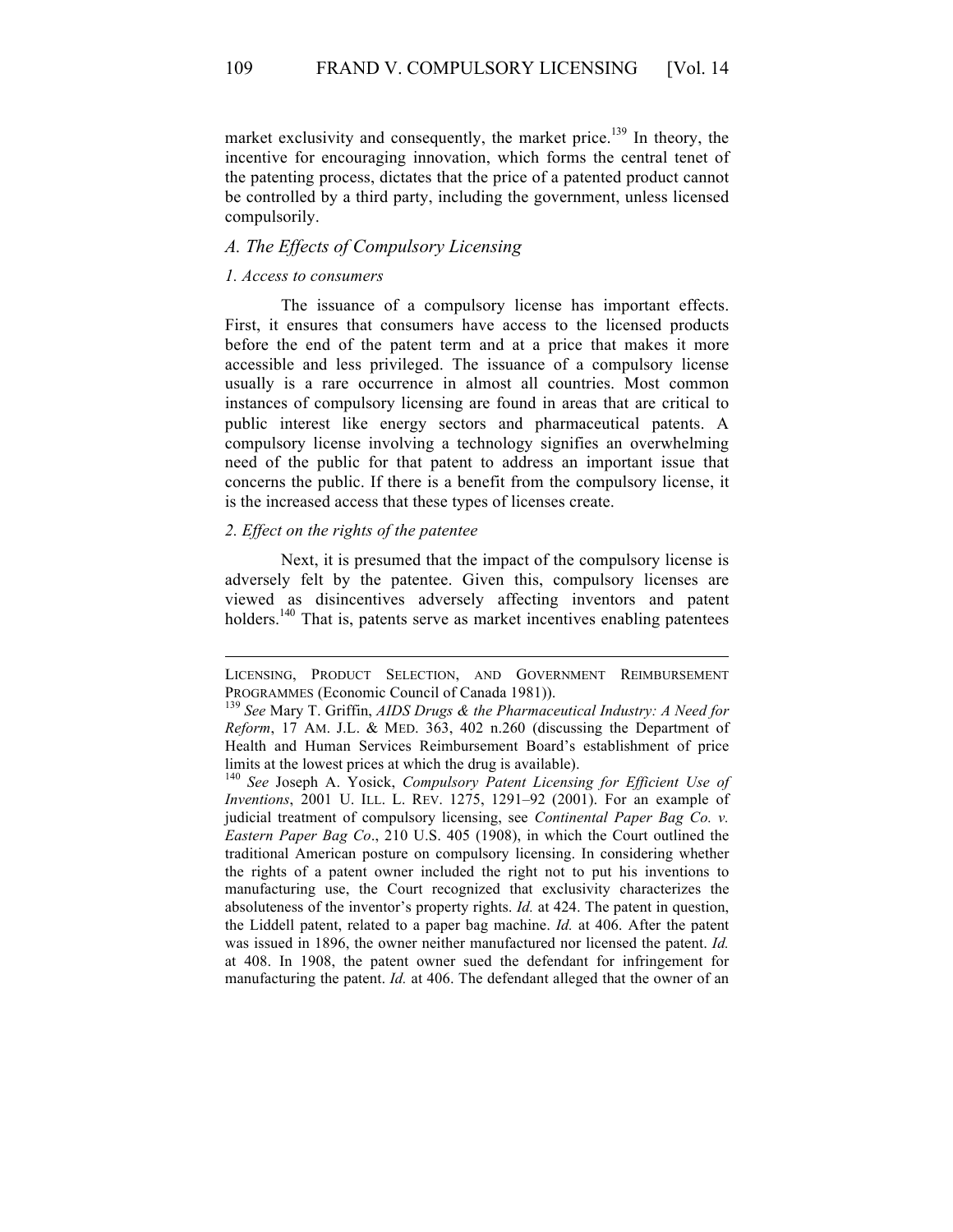market exclusivity and consequently, the market price.[139] In theory, the incentive for encouraging innovation, which forms the central tenet of the patenting process, dictates that the price of a patented product cannot be controlled by a third party, including the government, unless licensed compulsorily.

### *A. The Effects of Compulsory Licensing*

#### *1. Access to consumers*

The issuance of a compulsory license has important effects. First, it ensures that consumers have access to the licensed products before the end of the patent term and at a price that makes it more accessible and less privileged. The issuance of a compulsory license usually is a rare occurrence in almost all countries. Most common instances of compulsory licensing are found in areas that are critical to public interest like energy sectors and pharmaceutical patents. A compulsory license involving a technology signifies an overwhelming need of the public for that patent to address an important issue that concerns the public. If there is a benefit from the compulsory license, it is the increased access that these types of licenses create.

#### *2. Effect on the rights of the patentee*

Next, it is presumed that the impact of the compulsory license is adversely felt by the patentee. Given this, compulsory licenses are viewed as disincentives adversely affecting inventors and patent holders.[140] That is, patents serve as market incentives enabling patentees

---

LICENSING, PRODUCT SELECTION, AND GOVERNMENT REIMBURSEMENT PROGRAMMES (Economic Council of Canada 1981)).

[139] *See* Mary T. Griffin, *AIDS Drugs & the Pharmaceutical Industry: A Need for Reform*, 17 AM. J.L. & MED. 363, 402 n.260 (discussing the Department of Health and Human Services Reimbursement Board's establishment of price limits at the lowest prices at which the drug is available).

[140] *See* Joseph A. Yosick, *Compulsory Patent Licensing for Efficient Use of Inventions*, 2001 U. ILL. L. REV. 1275, 1291–92 (2001). For an example of judicial treatment of compulsory licensing, see *Continental Paper Bag Co. v. Eastern Paper Bag Co*., 210 U.S. 405 (1908), in which the Court outlined the traditional American posture on compulsory licensing. In considering whether the rights of a patent owner included the right not to put his inventions to manufacturing use, the Court recognized that exclusivity characterizes the absoluteness of the inventor's property rights. *Id.* at 424. The patent in question, the Liddell patent, related to a paper bag machine. *Id.* at 406. After the patent was issued in 1896, the owner neither manufactured nor licensed the patent. *Id.* at 408. In 1908, the patent owner sued the defendant for infringement for manufacturing the patent. *Id.* at 406. The defendant alleged that the owner of an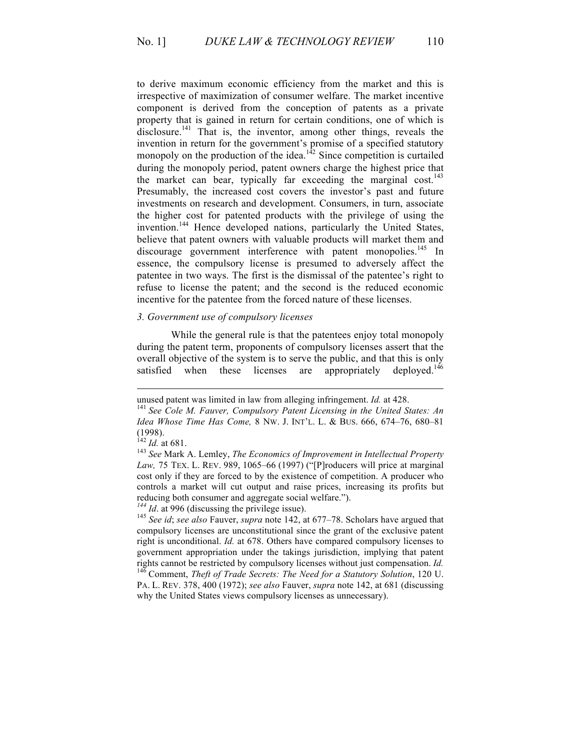to derive maximum economic efficiency from the market and this is irrespective of maximization of consumer welfare. The market incentive component is derived from the conception of patents as a private property that is gained in return for certain conditions, one of which is disclosure.[141] That is, the inventor, among other things, reveals the invention in return for the government's promise of a specified statutory monopoly on the production of the idea.[142] Since competition is curtailed during the monopoly period, patent owners charge the highest price that the market can bear, typically far exceeding the marginal cost.[143] Presumably, the increased cost covers the investor's past and future investments on research and development. Consumers, in turn, associate the higher cost for patented products with the privilege of using the invention.[144] Hence developed nations, particularly the United States, believe that patent owners with valuable products will market them and discourage government interference with patent monopolies.[145] In essence, the compulsory license is presumed to adversely affect the patentee in two ways. The first is the dismissal of the patentee's right to refuse to license the patent; and the second is the reduced economic incentive for the patentee from the forced nature of these licenses.

### *3. Government use of compulsory licenses*

While the general rule is that the patentees enjoy total monopoly during the patent term, proponents of compulsory licenses assert that the overall objective of the system is to serve the public, and that this is only satisfied when these licenses are appropriately deployed.[146]

---

unused patent was limited in law from alleging infringement. *Id.* at 428.

[141] *See Cole M. Fauver, Compulsory Patent Licensing in the United States: An Idea Whose Time Has Come,* 8 NW. J. INT'L. L. & BUS. 666, 674–76, 680–81 (1998).

[142] *Id.* at 681.

[143] *See* Mark A. Lemley, *The Economics of Improvement in Intellectual Property Law,* 75 TEX. L. REV. 989, 1065–66 (1997) ("[P]roducers will price at marginal cost only if they are forced to by the existence of competition. A producer who controls a market will cut output and raise prices, increasing its profits but reducing both consumer and aggregate social welfare.").

[144] *Id*. at 996 (discussing the privilege issue).

[145] *See id*; *see also* Fauver, *supra* note 142, at 677–78. Scholars have argued that compulsory licenses are unconstitutional since the grant of the exclusive patent right is unconditional. *Id.* at 678. Others have compared compulsory licenses to government appropriation under the takings jurisdiction, implying that patent rights cannot be restricted by compulsory licenses without just compensation. *Id.*

[146] Comment, *Theft of Trade Secrets: The Need for a Statutory Solution*, 120 U. PA. L. REV. 378, 400 (1972); *see also* Fauver, *supra* note 142, at 681 (discussing why the United States views compulsory licenses as unnecessary).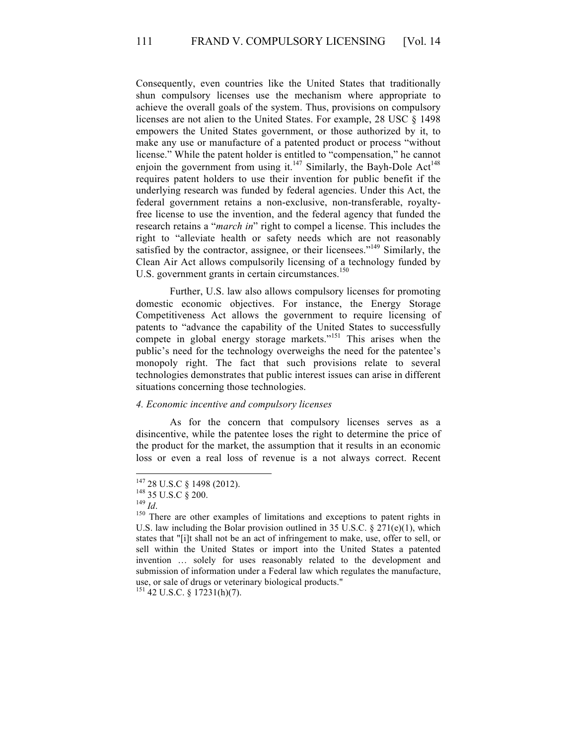Consequently, even countries like the United States that traditionally shun compulsory licenses use the mechanism where appropriate to achieve the overall goals of the system. Thus, provisions on compulsory licenses are not alien to the United States. For example, 28 USC § 1498 empowers the United States government, or those authorized by it, to make any use or manufacture of a patented product or process "without license." While the patent holder is entitled to "compensation," he cannot enjoin the government from using it.[147] Similarly, the Bayh-Dole Act[148] requires patent holders to use their invention for public benefit if the underlying research was funded by federal agencies. Under this Act, the federal government retains a non-exclusive, non-transferable, royalty-free license to use the invention, and the federal agency that funded the research retains a "*march in*" right to compel a license. This includes the right to "alleviate health or safety needs which are not reasonably satisfied by the contractor, assignee, or their licensees."[149] Similarly, the Clean Air Act allows compulsorily licensing of a technology funded by U.S. government grants in certain circumstances.[150]

Further, U.S. law also allows compulsory licenses for promoting domestic economic objectives. For instance, the Energy Storage Competitiveness Act allows the government to require licensing of patents to "advance the capability of the United States to successfully compete in global energy storage markets."[151] This arises when the public's need for the technology overweighs the need for the patentee's monopoly right. The fact that such provisions relate to several technologies demonstrates that public interest issues can arise in different situations concerning those technologies.

*4. Economic incentive and compulsory licenses*

As for the concern that compulsory licenses serves as a disincentive, while the patentee loses the right to determine the price of the product for the market, the assumption that it results in an economic loss or even a real loss of revenue is a not always correct. Recent

---

[147] 28 U.S.C § 1498 (2012).

[148] 35 U.S.C § 200.

[149] *Id*.

[150] There are other examples of limitations and exceptions to patent rights in U.S. law including the Bolar provision outlined in 35 U.S.C. § 271(e)(1), which states that "[i]t shall not be an act of infringement to make, use, offer to sell, or sell within the United States or import into the United States a patented invention … solely for uses reasonably related to the development and submission of information under a Federal law which regulates the manufacture, use, or sale of drugs or veterinary biological products."

[151] 42 U.S.C. § 17231(h)(7).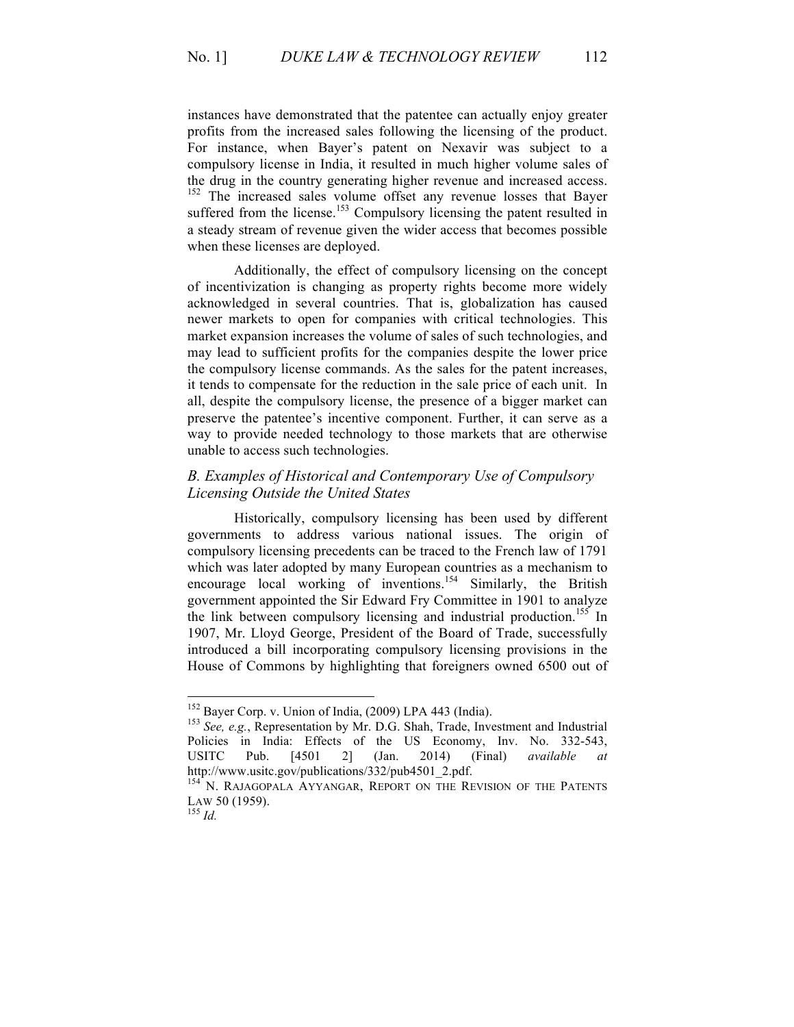instances have demonstrated that the patentee can actually enjoy greater profits from the increased sales following the licensing of the product. For instance, when Bayer's patent on Nexavir was subject to a compulsory license in India, it resulted in much higher volume sales of the drug in the country generating higher revenue and increased access. [152] The increased sales volume offset any revenue losses that Bayer suffered from the license.[153] Compulsory licensing the patent resulted in a steady stream of revenue given the wider access that becomes possible when these licenses are deployed.

Additionally, the effect of compulsory licensing on the concept of incentivization is changing as property rights become more widely acknowledged in several countries. That is, globalization has caused newer markets to open for companies with critical technologies. This market expansion increases the volume of sales of such technologies, and may lead to sufficient profits for the companies despite the lower price the compulsory license commands. As the sales for the patent increases, it tends to compensate for the reduction in the sale price of each unit. In all, despite the compulsory license, the presence of a bigger market can preserve the patentee's incentive component. Further, it can serve as a way to provide needed technology to those markets that are otherwise unable to access such technologies.

### *B. Examples of Historical and Contemporary Use of Compulsory Licensing Outside the United States*

Historically, compulsory licensing has been used by different governments to address various national issues. The origin of compulsory licensing precedents can be traced to the French law of 1791 which was later adopted by many European countries as a mechanism to encourage local working of inventions.[154] Similarly, the British government appointed the Sir Edward Fry Committee in 1901 to analyze the link between compulsory licensing and industrial production.[155] In 1907, Mr. Lloyd George, President of the Board of Trade, successfully introduced a bill incorporating compulsory licensing provisions in the House of Commons by highlighting that foreigners owned 6500 out of

---

[152] Bayer Corp. v. Union of India, (2009) LPA 443 (India).

[153] *See, e.g.*, Representation by Mr. D.G. Shah, Trade, Investment and Industrial Policies in India: Effects of the US Economy, Inv. No. 332-543, USITC Pub. [4501 2] (Jan. 2014) (Final) *available at* http://www.usitc.gov/publications/332/pub4501_2.pdf.

[154] N. RAJAGOPALA AYYANGAR, REPORT ON THE REVISION OF THE PATENTS LAW 50 (1959).

[155] *Id.*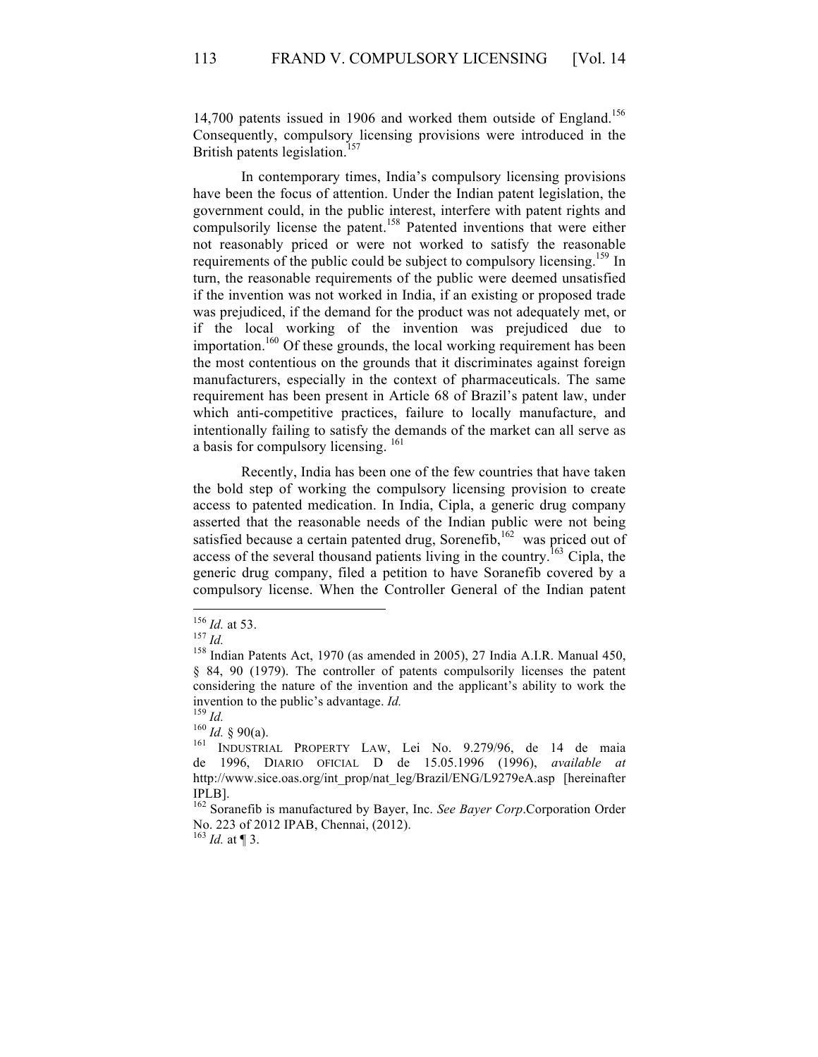14,700 patents issued in 1906 and worked them outside of England.[156] Consequently, compulsory licensing provisions were introduced in the British patents legislation.[157]

In contemporary times, India's compulsory licensing provisions have been the focus of attention. Under the Indian patent legislation, the government could, in the public interest, interfere with patent rights and compulsorily license the patent.[158] Patented inventions that were either not reasonably priced or were not worked to satisfy the reasonable requirements of the public could be subject to compulsory licensing.[159] In turn, the reasonable requirements of the public were deemed unsatisfied if the invention was not worked in India, if an existing or proposed trade was prejudiced, if the demand for the product was not adequately met, or if the local working of the invention was prejudiced due to importation.[160] Of these grounds, the local working requirement has been the most contentious on the grounds that it discriminates against foreign manufacturers, especially in the context of pharmaceuticals. The same requirement has been present in Article 68 of Brazil's patent law, under which anti-competitive practices, failure to locally manufacture, and intentionally failing to satisfy the demands of the market can all serve as a basis for compulsory licensing. [161]

Recently, India has been one of the few countries that have taken the bold step of working the compulsory licensing provision to create access to patented medication. In India, Cipla, a generic drug company asserted that the reasonable needs of the Indian public were not being satisfied because a certain patented drug, Sorenefib,[162] was priced out of access of the several thousand patients living in the country.[163] Cipla, the generic drug company, filed a petition to have Soranefib covered by a compulsory license. When the Controller General of the Indian patent

---

[156] *Id.* at 53.

[157] *Id.*

[158] Indian Patents Act, 1970 (as amended in 2005), 27 India A.I.R. Manual 450, § 84, 90 (1979). The controller of patents compulsorily licenses the patent considering the nature of the invention and the applicant's ability to work the invention to the public's advantage. *Id.*

[159] *Id.*

[160] *Id.* § 90(a).

[161] INDUSTRIAL PROPERTY LAW, Lei No. 9.279/96, de 14 de maia de 1996, DIARIO OFICIAL D de 15.05.1996 (1996), *available at* http://www.sice.oas.org/int_prop/nat_leg/Brazil/ENG/L9279eA.asp [hereinafter IPLB].

[162] Soranefib is manufactured by Bayer, Inc. *See Bayer Corp*.Corporation Order No. 223 of 2012 IPAB, Chennai, (2012).

[163] *Id.* at ¶ 3.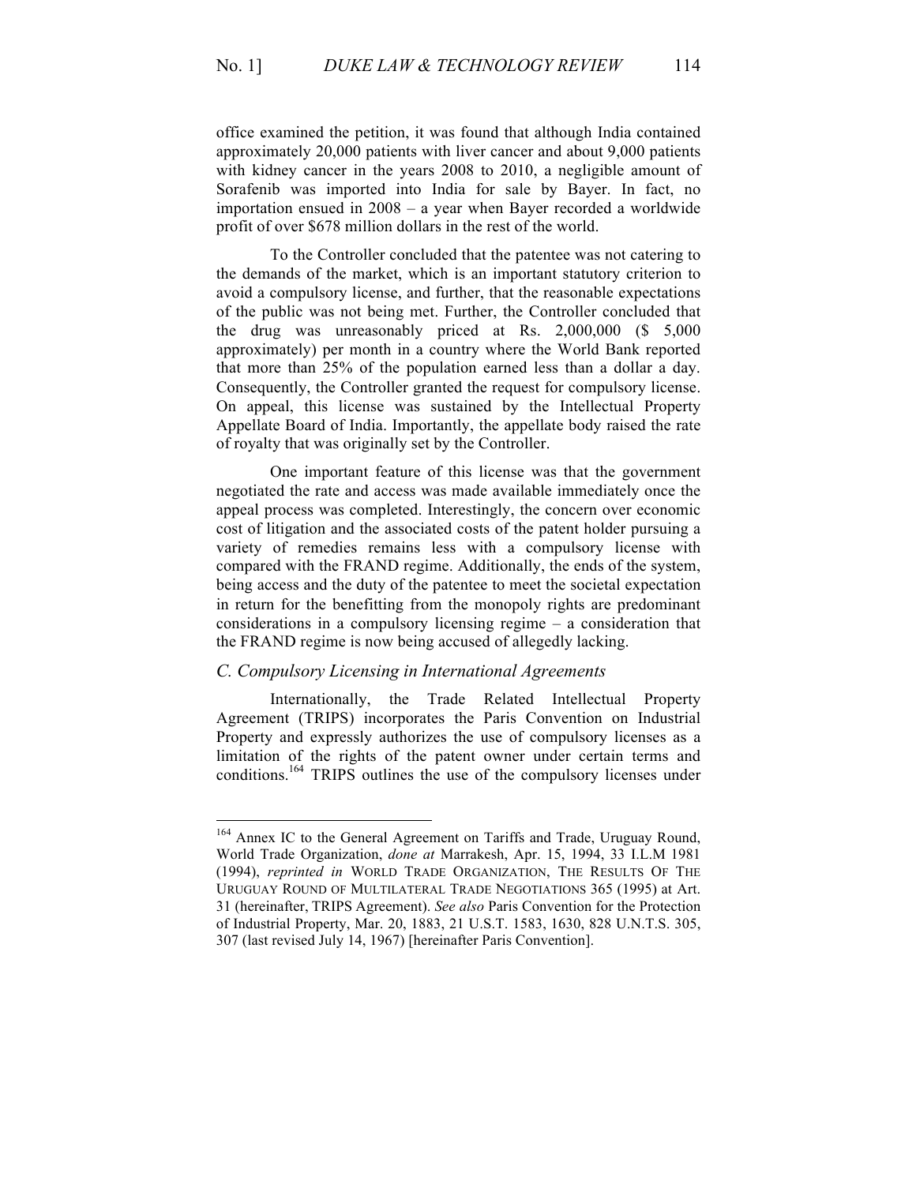office examined the petition, it was found that although India contained approximately 20,000 patients with liver cancer and about 9,000 patients with kidney cancer in the years 2008 to 2010, a negligible amount of Sorafenib was imported into India for sale by Bayer. In fact, no importation ensued in 2008 – a year when Bayer recorded a worldwide profit of over $678 million dollars in the rest of the world.

To the Controller concluded that the patentee was not catering to the demands of the market, which is an important statutory criterion to avoid a compulsory license, and further, that the reasonable expectations of the public was not being met. Further, the Controller concluded that the drug was unreasonably priced at Rs. 2,000,000 ($ 5,000 approximately) per month in a country where the World Bank reported that more than 25% of the population earned less than a dollar a day. Consequently, the Controller granted the request for compulsory license. On appeal, this license was sustained by the Intellectual Property Appellate Board of India. Importantly, the appellate body raised the rate of royalty that was originally set by the Controller.

One important feature of this license was that the government negotiated the rate and access was made available immediately once the appeal process was completed. Interestingly, the concern over economic cost of litigation and the associated costs of the patent holder pursuing a variety of remedies remains less with a compulsory license with compared with the FRAND regime. Additionally, the ends of the system, being access and the duty of the patentee to meet the societal expectation in return for the benefitting from the monopoly rights are predominant considerations in a compulsory licensing regime – a consideration that the FRAND regime is now being accused of allegedly lacking.

### *C. Compulsory Licensing in International Agreements*

Internationally, the Trade Related Intellectual Property Agreement (TRIPS) incorporates the Paris Convention on Industrial Property and expressly authorizes the use of compulsory licenses as a limitation of the rights of the patent owner under certain terms and conditions.[164] TRIPS outlines the use of the compulsory licenses under

---

[164] Annex IC to the General Agreement on Tariffs and Trade, Uruguay Round, World Trade Organization, *done at* Marrakesh, Apr. 15, 1994, 33 I.L.M 1981 (1994), *reprinted in* WORLD TRADE ORGANIZATION, THE RESULTS OF THE URUGUAY ROUND OF MULTILATERAL TRADE NEGOTIATIONS 365 (1995) at Art. 31 (hereinafter, TRIPS Agreement). *See also* Paris Convention for the Protection of Industrial Property, Mar. 20, 1883, 21 U.S.T. 1583, 1630, 828 U.N.T.S. 305, 307 (last revised July 14, 1967) [hereinafter Paris Convention].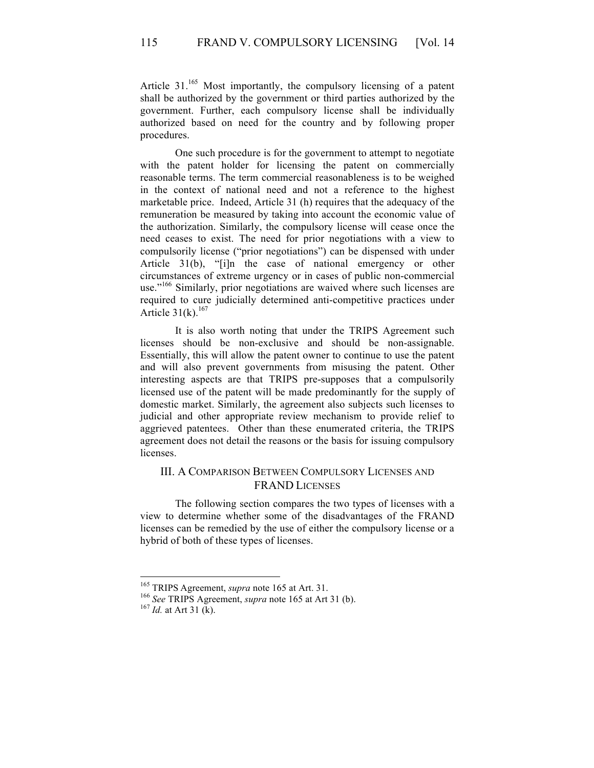Article 31.[165] Most importantly, the compulsory licensing of a patent shall be authorized by the government or third parties authorized by the government. Further, each compulsory license shall be individually authorized based on need for the country and by following proper procedures.

One such procedure is for the government to attempt to negotiate with the patent holder for licensing the patent on commercially reasonable terms. The term commercial reasonableness is to be weighed in the context of national need and not a reference to the highest marketable price. Indeed, Article 31 (h) requires that the adequacy of the remuneration be measured by taking into account the economic value of the authorization. Similarly, the compulsory license will cease once the need ceases to exist. The need for prior negotiations with a view to compulsorily license ("prior negotiations") can be dispensed with under Article 31(b), "[i]n the case of national emergency or other circumstances of extreme urgency or in cases of public non-commercial use."[166] Similarly, prior negotiations are waived where such licenses are required to cure judicially determined anti-competitive practices under Article 31(k).[167]

It is also worth noting that under the TRIPS Agreement such licenses should be non-exclusive and should be non-assignable. Essentially, this will allow the patent owner to continue to use the patent and will also prevent governments from misusing the patent. Other interesting aspects are that TRIPS pre-supposes that a compulsorily licensed use of the patent will be made predominantly for the supply of domestic market. Similarly, the agreement also subjects such licenses to judicial and other appropriate review mechanism to provide relief to aggrieved patentees. Other than these enumerated criteria, the TRIPS agreement does not detail the reasons or the basis for issuing compulsory licenses.

## III. A Comparison Between Compulsory Licenses and FRAND Licenses

The following section compares the two types of licenses with a view to determine whether some of the disadvantages of the FRAND licenses can be remedied by the use of either the compulsory license or a hybrid of both of these types of licenses.

---

[165] TRIPS Agreement, *supra* note 165 at Art. 31.

[166] *See* TRIPS Agreement, *supra* note 165 at Art 31 (b).

[167] *Id.* at Art 31 (k).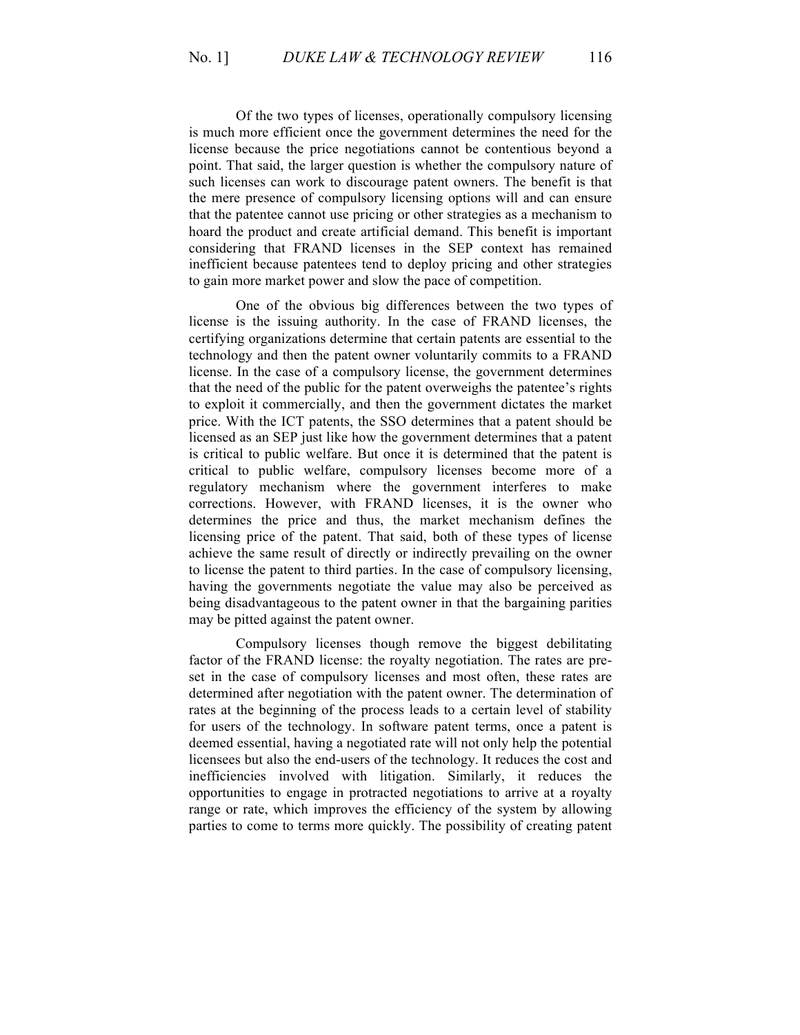Of the two types of licenses, operationally compulsory licensing is much more efficient once the government determines the need for the license because the price negotiations cannot be contentious beyond a point. That said, the larger question is whether the compulsory nature of such licenses can work to discourage patent owners. The benefit is that the mere presence of compulsory licensing options will and can ensure that the patentee cannot use pricing or other strategies as a mechanism to hoard the product and create artificial demand. This benefit is important considering that FRAND licenses in the SEP context has remained inefficient because patentees tend to deploy pricing and other strategies to gain more market power and slow the pace of competition.

One of the obvious big differences between the two types of license is the issuing authority. In the case of FRAND licenses, the certifying organizations determine that certain patents are essential to the technology and then the patent owner voluntarily commits to a FRAND license. In the case of a compulsory license, the government determines that the need of the public for the patent overweighs the patentee's rights to exploit it commercially, and then the government dictates the market price. With the ICT patents, the SSO determines that a patent should be licensed as an SEP just like how the government determines that a patent is critical to public welfare. But once it is determined that the patent is critical to public welfare, compulsory licenses become more of a regulatory mechanism where the government interferes to make corrections. However, with FRAND licenses, it is the owner who determines the price and thus, the market mechanism defines the licensing price of the patent. That said, both of these types of license achieve the same result of directly or indirectly prevailing on the owner to license the patent to third parties. In the case of compulsory licensing, having the governments negotiate the value may also be perceived as being disadvantageous to the patent owner in that the bargaining parities may be pitted against the patent owner.

Compulsory licenses though remove the biggest debilitating factor of the FRAND license: the royalty negotiation. The rates are pre-set in the case of compulsory licenses and most often, these rates are determined after negotiation with the patent owner. The determination of rates at the beginning of the process leads to a certain level of stability for users of the technology. In software patent terms, once a patent is deemed essential, having a negotiated rate will not only help the potential licensees but also the end-users of the technology. It reduces the cost and inefficiencies involved with litigation. Similarly, it reduces the opportunities to engage in protracted negotiations to arrive at a royalty range or rate, which improves the efficiency of the system by allowing parties to come to terms more quickly. The possibility of creating patent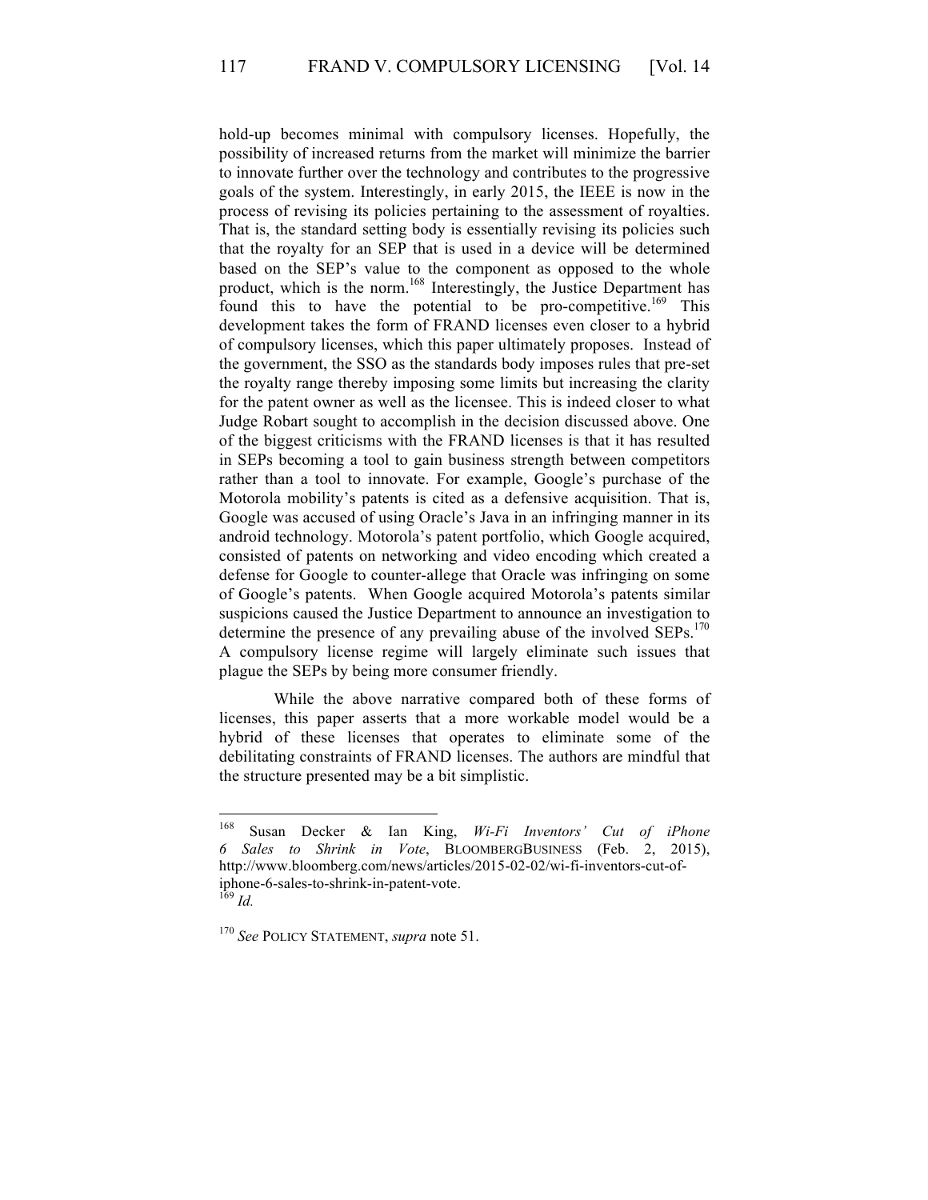hold-up becomes minimal with compulsory licenses. Hopefully, the possibility of increased returns from the market will minimize the barrier to innovate further over the technology and contributes to the progressive goals of the system. Interestingly, in early 2015, the IEEE is now in the process of revising its policies pertaining to the assessment of royalties. That is, the standard setting body is essentially revising its policies such that the royalty for an SEP that is used in a device will be determined based on the SEP's value to the component as opposed to the whole product, which is the norm.[168] Interestingly, the Justice Department has found this to have the potential to be pro-competitive.[169] This development takes the form of FRAND licenses even closer to a hybrid of compulsory licenses, which this paper ultimately proposes. Instead of the government, the SSO as the standards body imposes rules that pre-set the royalty range thereby imposing some limits but increasing the clarity for the patent owner as well as the licensee. This is indeed closer to what Judge Robart sought to accomplish in the decision discussed above. One of the biggest criticisms with the FRAND licenses is that it has resulted in SEPs becoming a tool to gain business strength between competitors rather than a tool to innovate. For example, Google's purchase of the Motorola mobility's patents is cited as a defensive acquisition. That is, Google was accused of using Oracle's Java in an infringing manner in its android technology. Motorola's patent portfolio, which Google acquired, consisted of patents on networking and video encoding which created a defense for Google to counter-allege that Oracle was infringing on some of Google's patents. When Google acquired Motorola's patents similar suspicions caused the Justice Department to announce an investigation to determine the presence of any prevailing abuse of the involved SEPs.[170] A compulsory license regime will largely eliminate such issues that plague the SEPs by being more consumer friendly.

While the above narrative compared both of these forms of licenses, this paper asserts that a more workable model would be a hybrid of these licenses that operates to eliminate some of the debilitating constraints of FRAND licenses. The authors are mindful that the structure presented may be a bit simplistic.

---

[168] Susan Decker & Ian King, *Wi-Fi Inventors' Cut of iPhone 6 Sales to Shrink in Vote*, BLOOMBERGBUSINESS (Feb. 2, 2015), http://www.bloomberg.com/news/articles/2015-02-02/wi-fi-inventors-cut-of-iphone-6-sales-to-shrink-in-patent-vote.

[169] *Id.*

[170] *See* POLICY STATEMENT, *supra* note 51.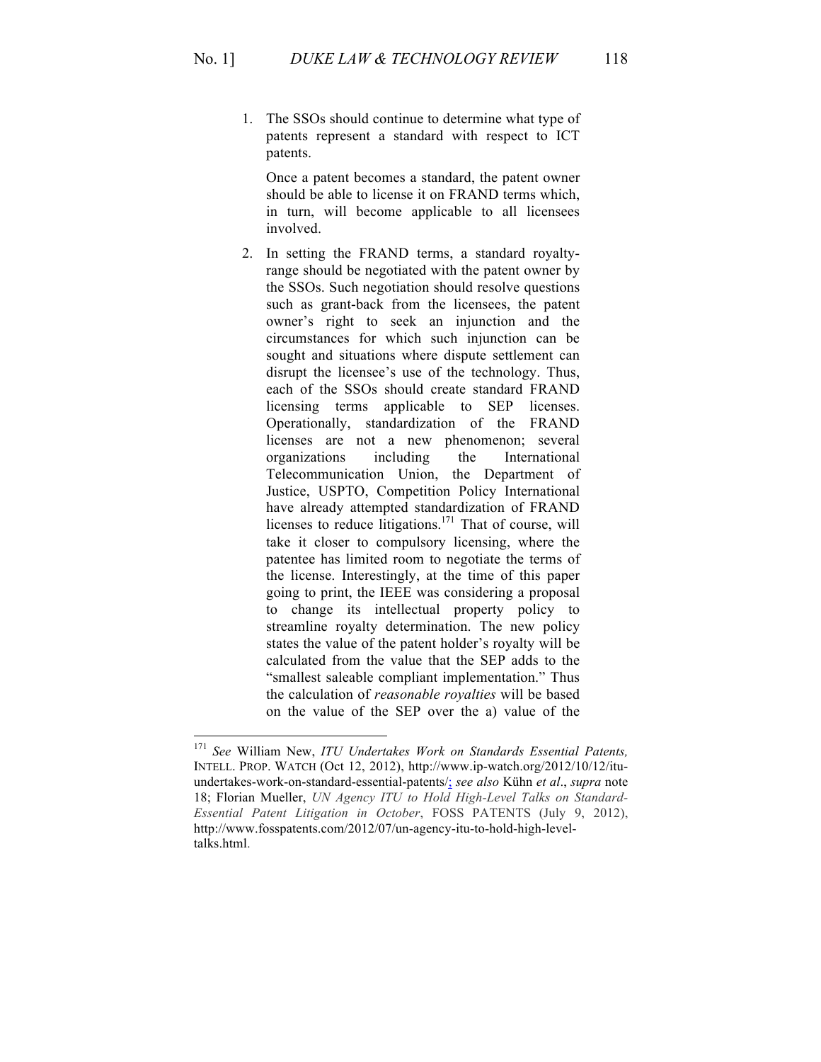1. The SSOs should continue to determine what type of patents represent a standard with respect to ICT patents.

   Once a patent becomes a standard, the patent owner should be able to license it on FRAND terms which, in turn, will become applicable to all licensees involved.

2. In setting the FRAND terms, a standard royalty-range should be negotiated with the patent owner by the SSOs. Such negotiation should resolve questions such as grant-back from the licensees, the patent owner's right to seek an injunction and the circumstances for which such injunction can be sought and situations where dispute settlement can disrupt the licensee's use of the technology. Thus, each of the SSOs should create standard FRAND licensing terms applicable to SEP licenses. Operationally, standardization of the FRAND licenses are not a new phenomenon; several organizations including the International Telecommunication Union, the Department of Justice, USPTO, Competition Policy International have already attempted standardization of FRAND licenses to reduce litigations.[171] That of course, will take it closer to compulsory licensing, where the patentee has limited room to negotiate the terms of the license. Interestingly, at the time of this paper going to print, the IEEE was considering a proposal to change its intellectual property policy to streamline royalty determination. The new policy states the value of the patent holder's royalty will be calculated from the value that the SEP adds to the "smallest saleable compliant implementation." Thus the calculation of *reasonable royalties* will be based on the value of the SEP over the a) value of the

---

[171] *See* William New, *ITU Undertakes Work on Standards Essential Patents,* INTELL. PROP. WATCH (Oct 12, 2012), http://www.ip-watch.org/2012/10/12/itu-undertakes-work-on-standard-essential-patents/; *see also* Kühn *et al*., *supra* note 18; Florian Mueller, *UN Agency ITU to Hold High-Level Talks on Standard-Essential Patent Litigation in October*, FOSS PATENTS (July 9, 2012), http://www.fosspatents.com/2012/07/un-agency-itu-to-hold-high-level-talks.html.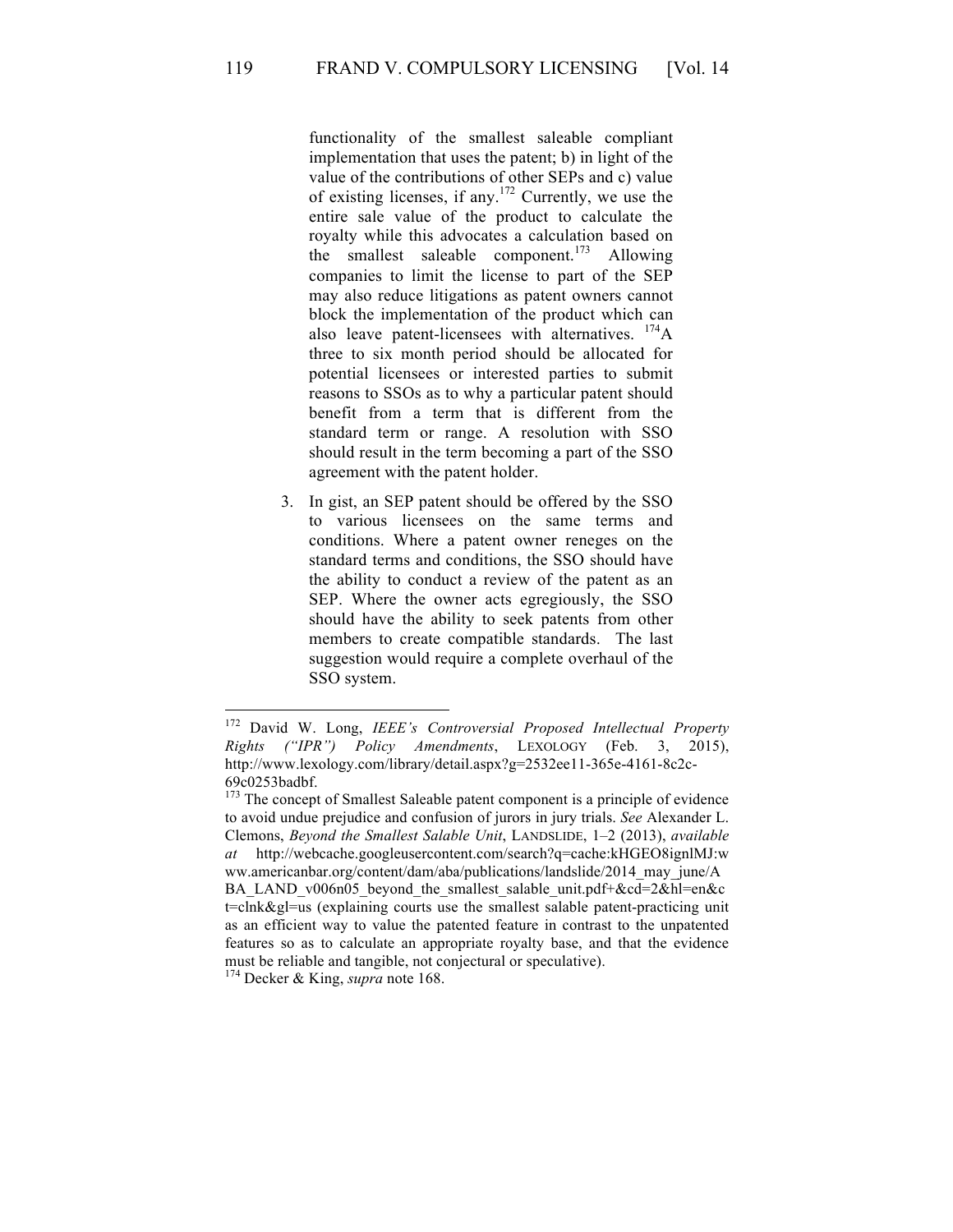functionality of the smallest saleable compliant implementation that uses the patent; b) in light of the value of the contributions of other SEPs and c) value of existing licenses, if any.[172] Currently, we use the entire sale value of the product to calculate the royalty while this advocates a calculation based on the smallest saleable component.[173] Allowing companies to limit the license to part of the SEP may also reduce litigations as patent owners cannot block the implementation of the product which can also leave patent-licensees with alternatives. [174]A three to six month period should be allocated for potential licensees or interested parties to submit reasons to SSOs as to why a particular patent should benefit from a term that is different from the standard term or range. A resolution with SSO should result in the term becoming a part of the SSO agreement with the patent holder.

3. In gist, an SEP patent should be offered by the SSO to various licensees on the same terms and conditions. Where a patent owner reneges on the standard terms and conditions, the SSO should have the ability to conduct a review of the patent as an SEP. Where the owner acts egregiously, the SSO should have the ability to seek patents from other members to create compatible standards. The last suggestion would require a complete overhaul of the SSO system.

---

[172] David W. Long, *IEEE's Controversial Proposed Intellectual Property Rights ("IPR") Policy Amendments*, LEXOLOGY (Feb. 3, 2015), http://www.lexology.com/library/detail.aspx?g=2532ee11-365e-4161-8c2c-69c0253badbf.

[173] The concept of Smallest Saleable patent component is a principle of evidence to avoid undue prejudice and confusion of jurors in jury trials. *See* Alexander L. Clemons, *Beyond the Smallest Salable Unit*, LANDSLIDE, 1–2 (2013), *available at* http://webcache.googleusercontent.com/search?q=cache:kHGEO8ignlMJ:www.americanbar.org/content/dam/aba/publications/landslide/2014_may_june/ABA_LAND_v006n05_beyond_the_smallest_salable_unit.pdf+&cd=2&hl=en&ct=clnk&gl=us (explaining courts use the smallest salable patent-practicing unit as an efficient way to value the patented feature in contrast to the unpatented features so as to calculate an appropriate royalty base, and that the evidence must be reliable and tangible, not conjectural or speculative).

[174] Decker & King, *supra* note 168.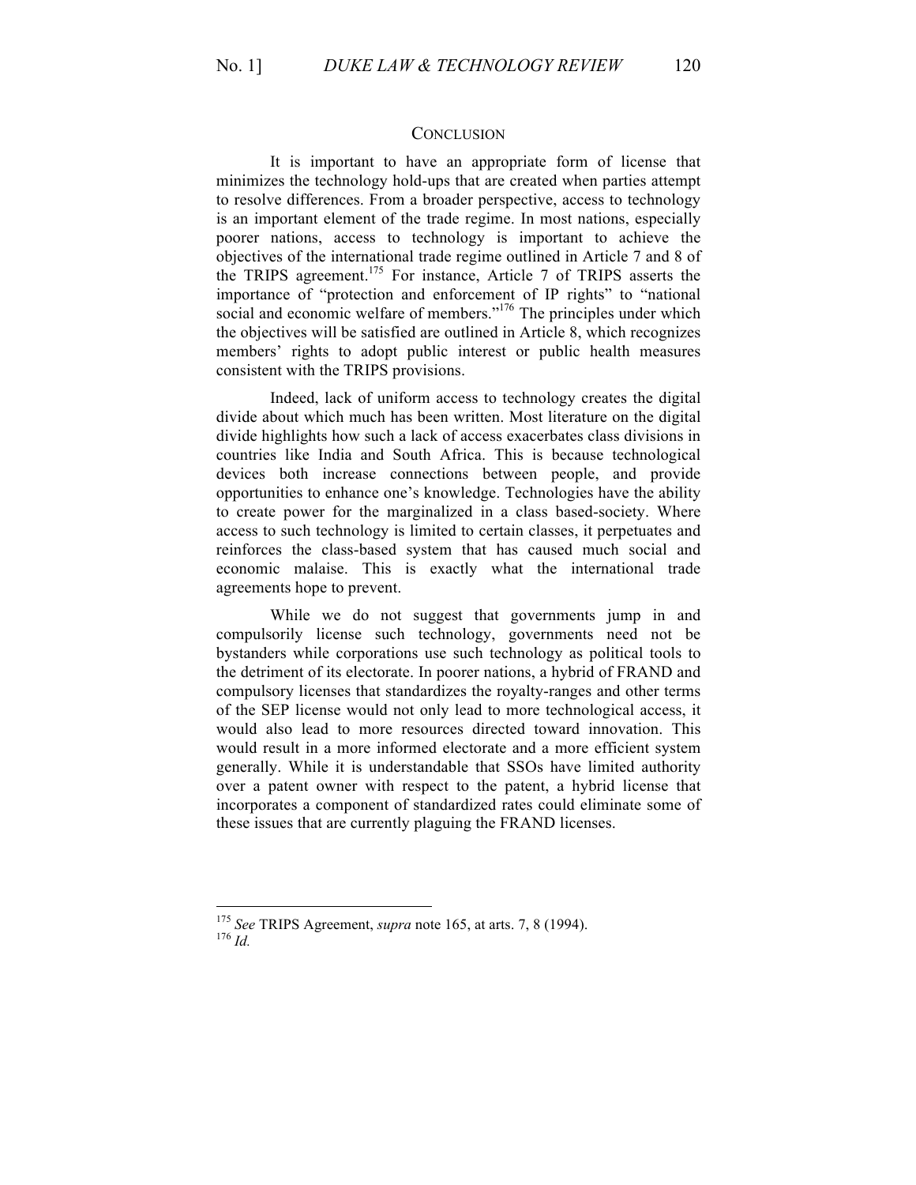## CONCLUSION

It is important to have an appropriate form of license that minimizes the technology hold-ups that are created when parties attempt to resolve differences. From a broader perspective, access to technology is an important element of the trade regime. In most nations, especially poorer nations, access to technology is important to achieve the objectives of the international trade regime outlined in Article 7 and 8 of the TRIPS agreement.[175] For instance, Article 7 of TRIPS asserts the importance of "protection and enforcement of IP rights" to "national social and economic welfare of members."[176] The principles under which the objectives will be satisfied are outlined in Article 8, which recognizes members' rights to adopt public interest or public health measures consistent with the TRIPS provisions.

Indeed, lack of uniform access to technology creates the digital divide about which much has been written. Most literature on the digital divide highlights how such a lack of access exacerbates class divisions in countries like India and South Africa. This is because technological devices both increase connections between people, and provide opportunities to enhance one's knowledge. Technologies have the ability to create power for the marginalized in a class based-society. Where access to such technology is limited to certain classes, it perpetuates and reinforces the class-based system that has caused much social and economic malaise. This is exactly what the international trade agreements hope to prevent.

While we do not suggest that governments jump in and compulsorily license such technology, governments need not be bystanders while corporations use such technology as political tools to the detriment of its electorate. In poorer nations, a hybrid of FRAND and compulsory licenses that standardizes the royalty-ranges and other terms of the SEP license would not only lead to more technological access, it would also lead to more resources directed toward innovation. This would result in a more informed electorate and a more efficient system generally. While it is understandable that SSOs have limited authority over a patent owner with respect to the patent, a hybrid license that incorporates a component of standardized rates could eliminate some of these issues that are currently plaguing the FRAND licenses.

---

[175] *See* TRIPS Agreement, *supra* note 165, at arts. 7, 8 (1994).

[176] *Id.*